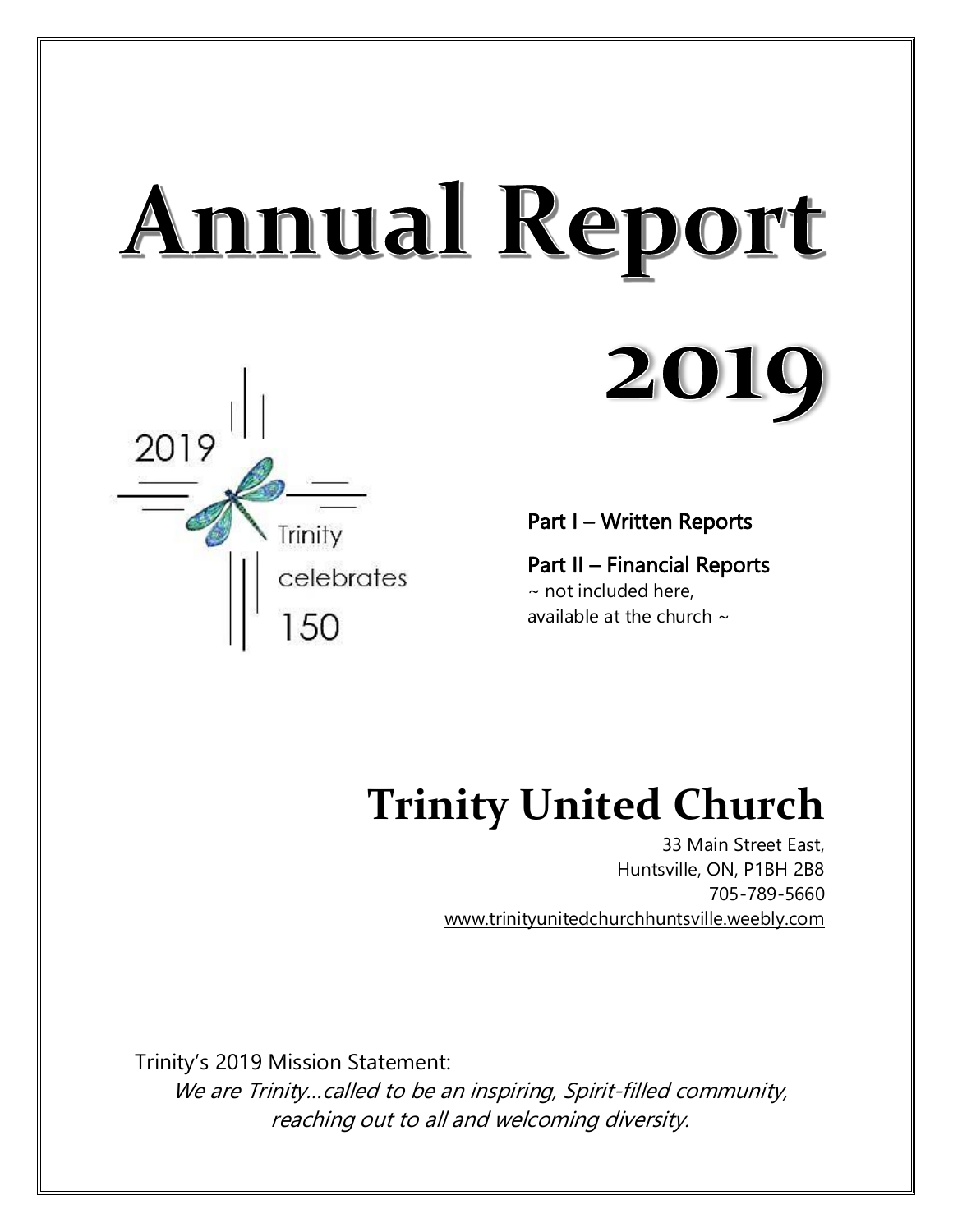# Annual Report

# 2019

2019

Trinity

celebrates

150

Part I – Written Reports

Part II – Financial Reports
~ not included here,
available at the church ~

## Trinity United Church

33 Main Street East,
Huntsville, ON, P1BH 2B8
705-789-5660
www.trinityunitedchurchhuntsville.weebly.com

Trinity's 2019 Mission Statement:

*We are Trinity…called to be an inspiring, Spirit-filled community, reaching out to all and welcoming diversity.*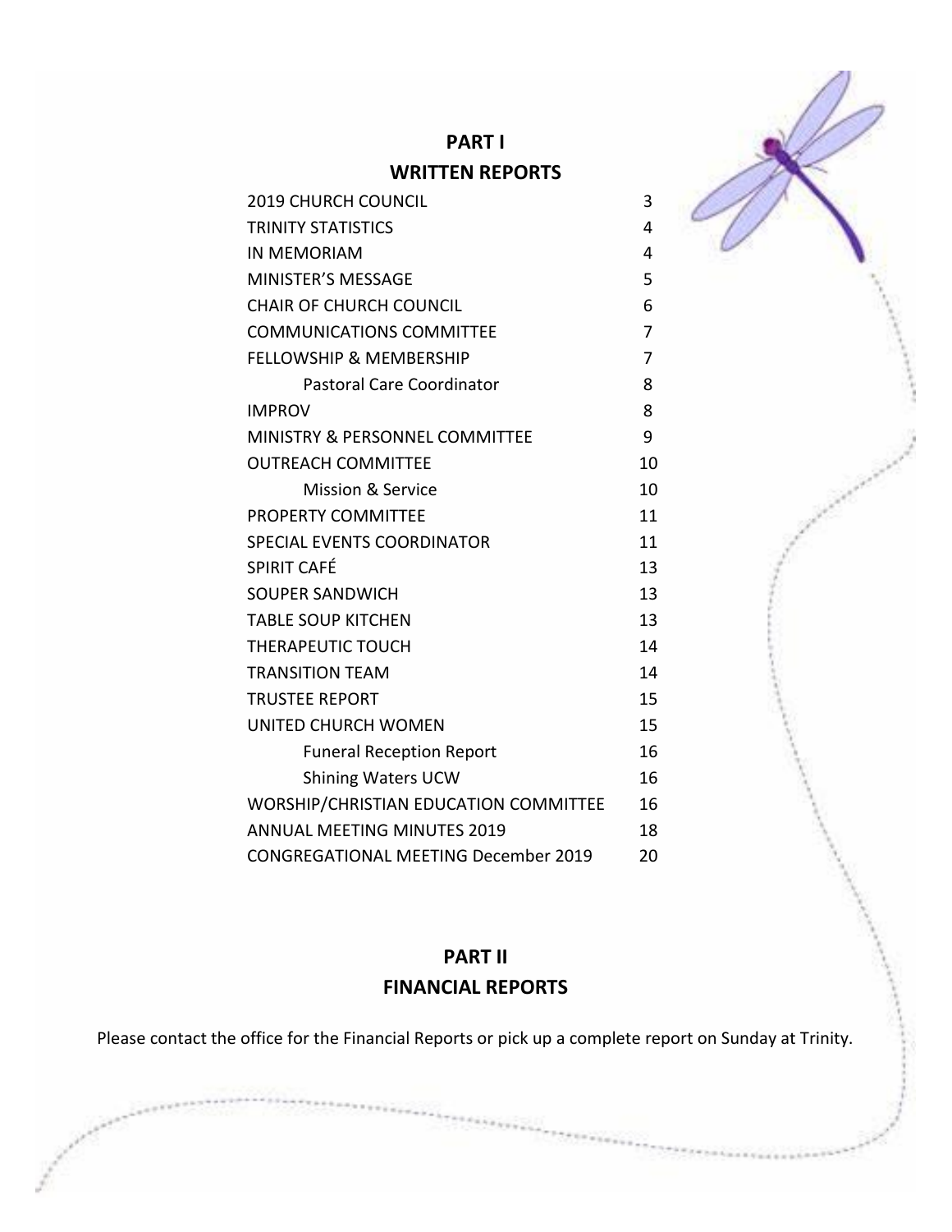## PART I

## WRITTEN REPORTS

| | |
|---|---|
| 2019 CHURCH COUNCIL | 3 |
| TRINITY STATISTICS | 4 |
| IN MEMORIAM | 4 |
| MINISTER'S MESSAGE | 5 |
| CHAIR OF CHURCH COUNCIL | 6 |
| COMMUNICATIONS COMMITTEE | 7 |
| FELLOWSHIP & MEMBERSHIP | 7 |
| Pastoral Care Coordinator | 8 |
| IMPROV | 8 |
| MINISTRY & PERSONNEL COMMITTEE | 9 |
| OUTREACH COMMITTEE | 10 |
| Mission & Service | 10 |
| PROPERTY COMMITTEE | 11 |
| SPECIAL EVENTS COORDINATOR | 11 |
| SPIRIT CAFÉ | 13 |
| SOUPER SANDWICH | 13 |
| TABLE SOUP KITCHEN | 13 |
| THERAPEUTIC TOUCH | 14 |
| TRANSITION TEAM | 14 |
| TRUSTEE REPORT | 15 |
| UNITED CHURCH WOMEN | 15 |
| Funeral Reception Report | 16 |
| Shining Waters UCW | 16 |
| WORSHIP/CHRISTIAN EDUCATION COMMITTEE | 16 |
| ANNUAL MEETING MINUTES 2019 | 18 |
| CONGREGATIONAL MEETING December 2019 | 20 |

## PART II

## FINANCIAL REPORTS

Please contact the office for the Financial Reports or pick up a complete report on Sunday at Trinity.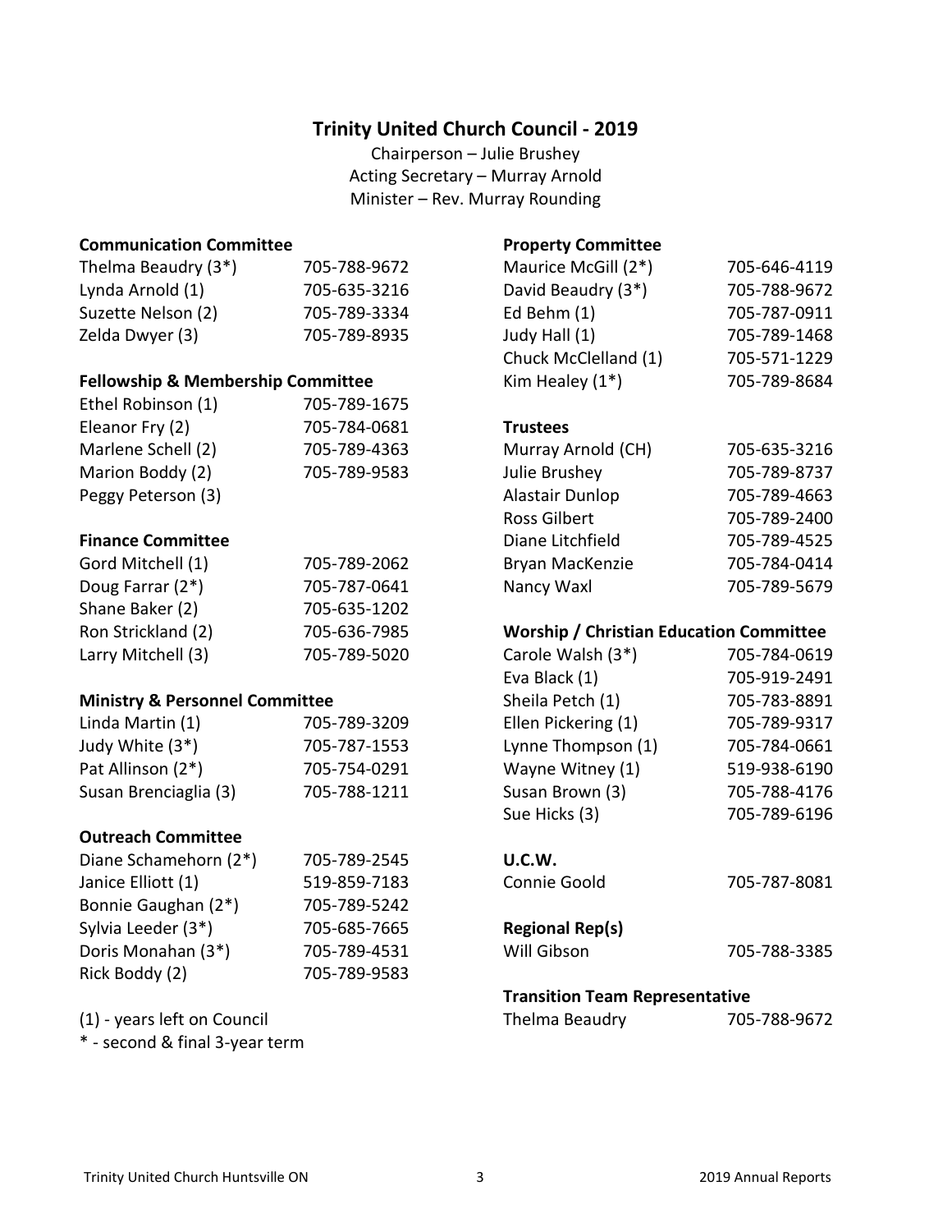# Trinity United Church Council - 2019

Chairperson – Julie Brushey
Acting Secretary – Murray Arnold
Minister – Rev. Murray Rounding

### Communication Committee

| | |
|---|---|
| Thelma Beaudry (3*) | 705-788-9672 |
| Lynda Arnold (1) | 705-635-3216 |
| Suzette Nelson (2) | 705-789-3334 |
| Zelda Dwyer (3) | 705-789-8935 |

### Fellowship & Membership Committee

| | |
|---|---|
| Ethel Robinson (1) | 705-789-1675 |
| Eleanor Fry (2) | 705-784-0681 |
| Marlene Schell (2) | 705-789-4363 |
| Marion Boddy (2) | 705-789-9583 |
| Peggy Peterson (3) | |

### Finance Committee

| | |
|---|---|
| Gord Mitchell (1) | 705-789-2062 |
| Doug Farrar (2*) | 705-787-0641 |
| Shane Baker (2) | 705-635-1202 |
| Ron Strickland (2) | 705-636-7985 |
| Larry Mitchell (3) | 705-789-5020 |

### Ministry & Personnel Committee

| | |
|---|---|
| Linda Martin (1) | 705-789-3209 |
| Judy White (3*) | 705-787-1553 |
| Pat Allinson (2*) | 705-754-0291 |
| Susan Brenciaglia (3) | 705-788-1211 |

### Outreach Committee

| | |
|---|---|
| Diane Schamehorn (2*) | 705-789-2545 |
| Janice Elliott (1) | 519-859-7183 |
| Bonnie Gaughan (2*) | 705-789-5242 |
| Sylvia Leeder (3*) | 705-685-7665 |
| Doris Monahan (3*) | 705-789-4531 |
| Rick Boddy (2) | 705-789-9583 |

(1) - years left on Council
* - second & final 3-year term

### Property Committee

| | |
|---|---|
| Maurice McGill (2*) | 705-646-4119 |
| David Beaudry (3*) | 705-788-9672 |
| Ed Behm (1) | 705-787-0911 |
| Judy Hall (1) | 705-789-1468 |
| Chuck McClelland (1) | 705-571-1229 |
| Kim Healey (1*) | 705-789-8684 |

### Trustees

| | |
|---|---|
| Murray Arnold (CH) | 705-635-3216 |
| Julie Brushey | 705-789-8737 |
| Alastair Dunlop | 705-789-4663 |
| Ross Gilbert | 705-789-2400 |
| Diane Litchfield | 705-789-4525 |
| Bryan MacKenzie | 705-784-0414 |
| Nancy Waxl | 705-789-5679 |

### Worship / Christian Education Committee

| | |
|---|---|
| Carole Walsh (3*) | 705-784-0619 |
| Eva Black (1) | 705-919-2491 |
| Sheila Petch (1) | 705-783-8891 |
| Ellen Pickering (1) | 705-789-9317 |
| Lynne Thompson (1) | 705-784-0661 |
| Wayne Witney (1) | 519-938-6190 |
| Susan Brown (3) | 705-788-4176 |
| Sue Hicks (3) | 705-789-6196 |

### U.C.W.

| | |
|---|---|
| Connie Goold | 705-787-8081 |

### Regional Rep(s)

| | |
|---|---|
| Will Gibson | 705-788-3385 |

### Transition Team Representative

| | |
|---|---|
| Thelma Beaudry | 705-788-9672 |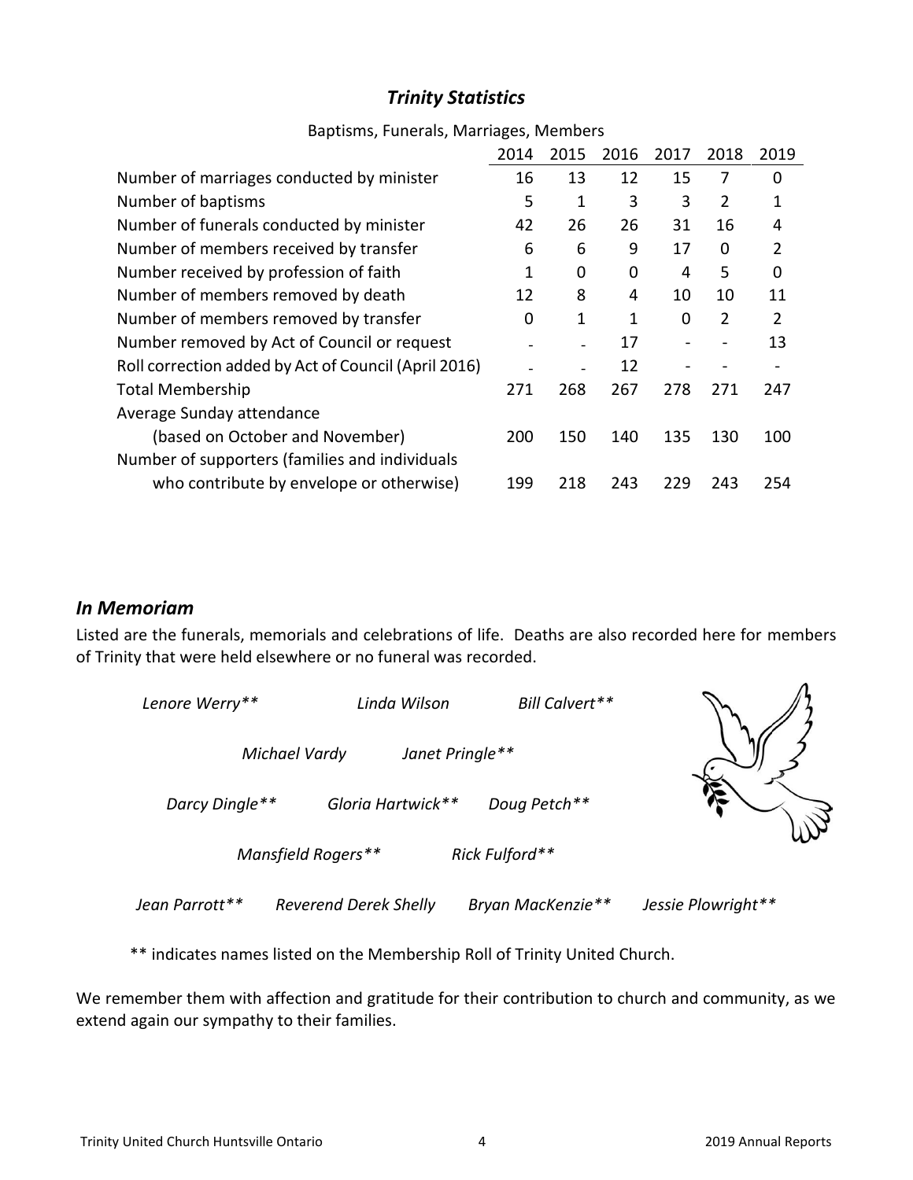## *Trinity Statistics*

Baptisms, Funerals, Marriages, Members

| | 2014 | 2015 | 2016 | 2017 | 2018 | 2019 |
|---|---|---|---|---|---|---|
| Number of marriages conducted by minister | 16 | 13 | 12 | 15 | 7 | 0 |
| Number of baptisms | 5 | 1 | 3 | 3 | 2 | 1 |
| Number of funerals conducted by minister | 42 | 26 | 26 | 31 | 16 | 4 |
| Number of members received by transfer | 6 | 6 | 9 | 17 | 0 | 2 |
| Number received by profession of faith | 1 | 0 | 0 | 4 | 5 | 0 |
| Number of members removed by death | 12 | 8 | 4 | 10 | 10 | 11 |
| Number of members removed by transfer | 0 | 1 | 1 | 0 | 2 | 2 |
| Number removed by Act of Council or request | - | - | 17 | - | - | 13 |
| Roll correction added by Act of Council (April 2016) | - | - | 12 | - | - | - |
| Total Membership | 271 | 268 | 267 | 278 | 271 | 247 |
| Average Sunday attendance (based on October and November) | 200 | 150 | 140 | 135 | 130 | 100 |
| Number of supporters (families and individuals who contribute by envelope or otherwise) | 199 | 218 | 243 | 229 | 243 | 254 |

## *In Memoriam*

Listed are the funerals, memorials and celebrations of life. Deaths are also recorded here for members of Trinity that were held elsewhere or no funeral was recorded.

*Lenore Werry*** *Linda Wilson* *Bill Calvert***

*Michael Vardy* *Janet Pringle***

*Darcy Dingle*** *Gloria Hartwick*** *Doug Petch***

*Mansfield Rogers*** *Rick Fulford***

*Jean Parrott*** *Reverend Derek Shelly* *Bryan MacKenzie*** *Jessie Plowright***

** indicates names listed on the Membership Roll of Trinity United Church.

We remember them with affection and gratitude for their contribution to church and community, as we extend again our sympathy to their families.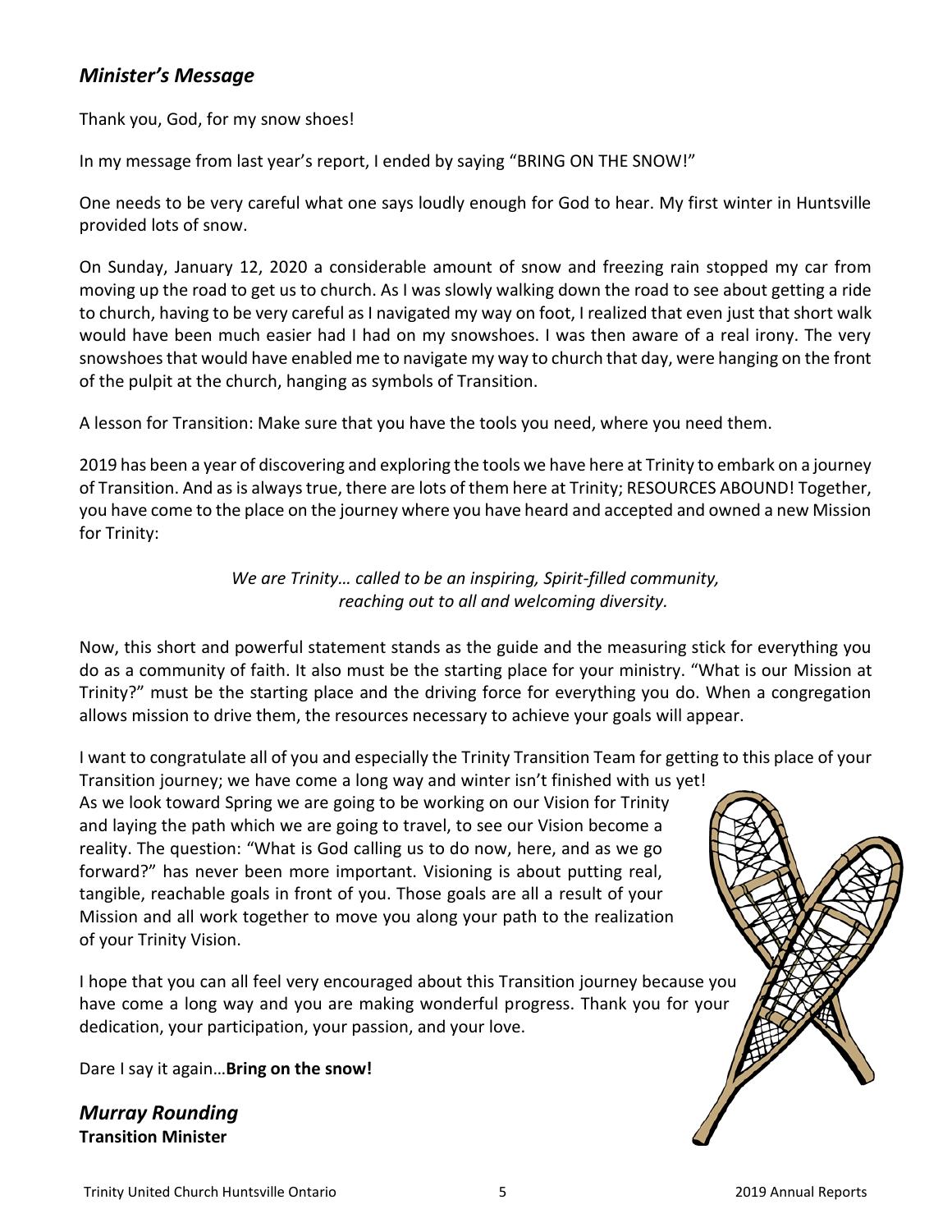## *Minister's Message*

Thank you, God, for my snow shoes!

In my message from last year's report, I ended by saying "BRING ON THE SNOW!"

One needs to be very careful what one says loudly enough for God to hear. My first winter in Huntsville provided lots of snow.

On Sunday, January 12, 2020 a considerable amount of snow and freezing rain stopped my car from moving up the road to get us to church. As I was slowly walking down the road to see about getting a ride to church, having to be very careful as I navigated my way on foot, I realized that even just that short walk would have been much easier had I had on my snowshoes. I was then aware of a real irony. The very snowshoes that would have enabled me to navigate my way to church that day, were hanging on the front of the pulpit at the church, hanging as symbols of Transition.

A lesson for Transition: Make sure that you have the tools you need, where you need them.

2019 has been a year of discovering and exploring the tools we have here at Trinity to embark on a journey of Transition. And as is always true, there are lots of them here at Trinity; RESOURCES ABOUND! Together, you have come to the place on the journey where you have heard and accepted and owned a new Mission for Trinity:

*We are Trinity… called to be an inspiring, Spirit-filled community, reaching out to all and welcoming diversity.*

Now, this short and powerful statement stands as the guide and the measuring stick for everything you do as a community of faith. It also must be the starting place for your ministry. "What is our Mission at Trinity?" must be the starting place and the driving force for everything you do. When a congregation allows mission to drive them, the resources necessary to achieve your goals will appear.

I want to congratulate all of you and especially the Trinity Transition Team for getting to this place of your Transition journey; we have come a long way and winter isn't finished with us yet!

As we look toward Spring we are going to be working on our Vision for Trinity and laying the path which we are going to travel, to see our Vision become a reality. The question: "What is God calling us to do now, here, and as we go forward?" has never been more important. Visioning is about putting real, tangible, reachable goals in front of you. Those goals are all a result of your Mission and all work together to move you along your path to the realization of your Trinity Vision.

I hope that you can all feel very encouraged about this Transition journey because you have come a long way and you are making wonderful progress. Thank you for your dedication, your participation, your passion, and your love.

Dare I say it again…**Bring on the snow!**

***Murray Rounding***
**Transition Minister**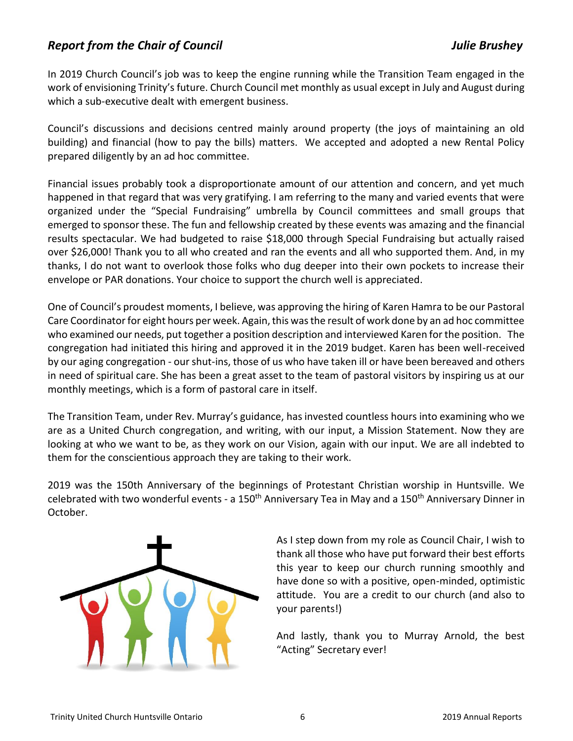## *Report from the Chair of Council* — *Julie Brushey*

In 2019 Church Council's job was to keep the engine running while the Transition Team engaged in the work of envisioning Trinity's future. Church Council met monthly as usual except in July and August during which a sub-executive dealt with emergent business.

Council's discussions and decisions centred mainly around property (the joys of maintaining an old building) and financial (how to pay the bills) matters. We accepted and adopted a new Rental Policy prepared diligently by an ad hoc committee.

Financial issues probably took a disproportionate amount of our attention and concern, and yet much happened in that regard that was very gratifying. I am referring to the many and varied events that were organized under the "Special Fundraising" umbrella by Council committees and small groups that emerged to sponsor these. The fun and fellowship created by these events was amazing and the financial results spectacular. We had budgeted to raise $18,000 through Special Fundraising but actually raised over $26,000! Thank you to all who created and ran the events and all who supported them. And, in my thanks, I do not want to overlook those folks who dug deeper into their own pockets to increase their envelope or PAR donations. Your choice to support the church well is appreciated.

One of Council's proudest moments, I believe, was approving the hiring of Karen Hamra to be our Pastoral Care Coordinator for eight hours per week. Again, this was the result of work done by an ad hoc committee who examined our needs, put together a position description and interviewed Karen for the position. The congregation had initiated this hiring and approved it in the 2019 budget. Karen has been well-received by our aging congregation - our shut-ins, those of us who have taken ill or have been bereaved and others in need of spiritual care. She has been a great asset to the team of pastoral visitors by inspiring us at our monthly meetings, which is a form of pastoral care in itself.

The Transition Team, under Rev. Murray's guidance, has invested countless hours into examining who we are as a United Church congregation, and writing, with our input, a Mission Statement. Now they are looking at who we want to be, as they work on our Vision, again with our input. We are all indebted to them for the conscientious approach they are taking to their work.

2019 was the 150th Anniversary of the beginnings of Protestant Christian worship in Huntsville. We celebrated with two wonderful events - a 150th Anniversary Tea in May and a 150th Anniversary Dinner in October.

As I step down from my role as Council Chair, I wish to thank all those who have put forward their best efforts this year to keep our church running smoothly and have done so with a positive, open-minded, optimistic attitude. You are a credit to our church (and also to your parents!)

And lastly, thank you to Murray Arnold, the best "Acting" Secretary ever!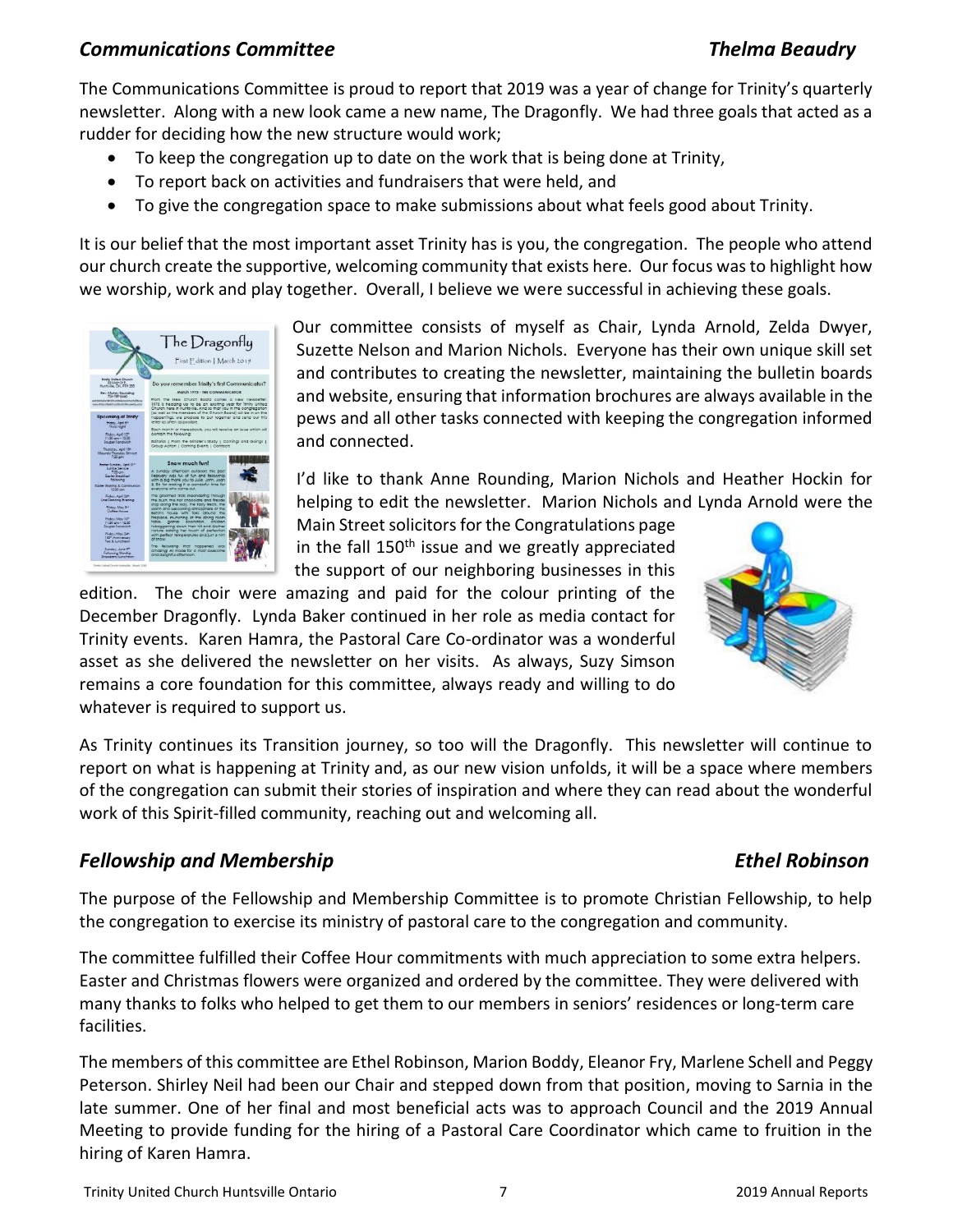## *Communications Committee* — *Thelma Beaudry*

The Communications Committee is proud to report that 2019 was a year of change for Trinity's quarterly newsletter. Along with a new look came a new name, The Dragonfly. We had three goals that acted as a rudder for deciding how the new structure would work;

- To keep the congregation up to date on the work that is being done at Trinity,
- To report back on activities and fundraisers that were held, and
- To give the congregation space to make submissions about what feels good about Trinity.

It is our belief that the most important asset Trinity has is you, the congregation. The people who attend our church create the supportive, welcoming community that exists here. Our focus was to highlight how we worship, work and play together. Overall, I believe we were successful in achieving these goals.

Our committee consists of myself as Chair, Lynda Arnold, Zelda Dwyer, Suzette Nelson and Marion Nichols. Everyone has their own unique skill set and contributes to creating the newsletter, maintaining the bulletin boards and website, ensuring that information brochures are always available in the pews and all other tasks connected with keeping the congregation informed and connected.

I'd like to thank Anne Rounding, Marion Nichols and Heather Hockin for helping to edit the newsletter. Marion Nichols and Lynda Arnold were the Main Street solicitors for the Congratulations page in the fall 150th issue and we greatly appreciated the support of our neighboring businesses in this edition. The choir were amazing and paid for the colour printing of the December Dragonfly. Lynda Baker continued in her role as media contact for Trinity events. Karen Hamra, the Pastoral Care Co-ordinator was a wonderful asset as she delivered the newsletter on her visits. As always, Suzy Simson remains a core foundation for this committee, always ready and willing to do whatever is required to support us.

As Trinity continues its Transition journey, so too will the Dragonfly. This newsletter will continue to report on what is happening at Trinity and, as our new vision unfolds, it will be a space where members of the congregation can submit their stories of inspiration and where they can read about the wonderful work of this Spirit-filled community, reaching out and welcoming all.

## *Fellowship and Membership* — *Ethel Robinson*

The purpose of the Fellowship and Membership Committee is to promote Christian Fellowship, to help the congregation to exercise its ministry of pastoral care to the congregation and community.

The committee fulfilled their Coffee Hour commitments with much appreciation to some extra helpers. Easter and Christmas flowers were organized and ordered by the committee. They were delivered with many thanks to folks who helped to get them to our members in seniors' residences or long-term care facilities.

The members of this committee are Ethel Robinson, Marion Boddy, Eleanor Fry, Marlene Schell and Peggy Peterson. Shirley Neil had been our Chair and stepped down from that position, moving to Sarnia in the late summer. One of her final and most beneficial acts was to approach Council and the 2019 Annual Meeting to provide funding for the hiring of a Pastoral Care Coordinator which came to fruition in the hiring of Karen Hamra.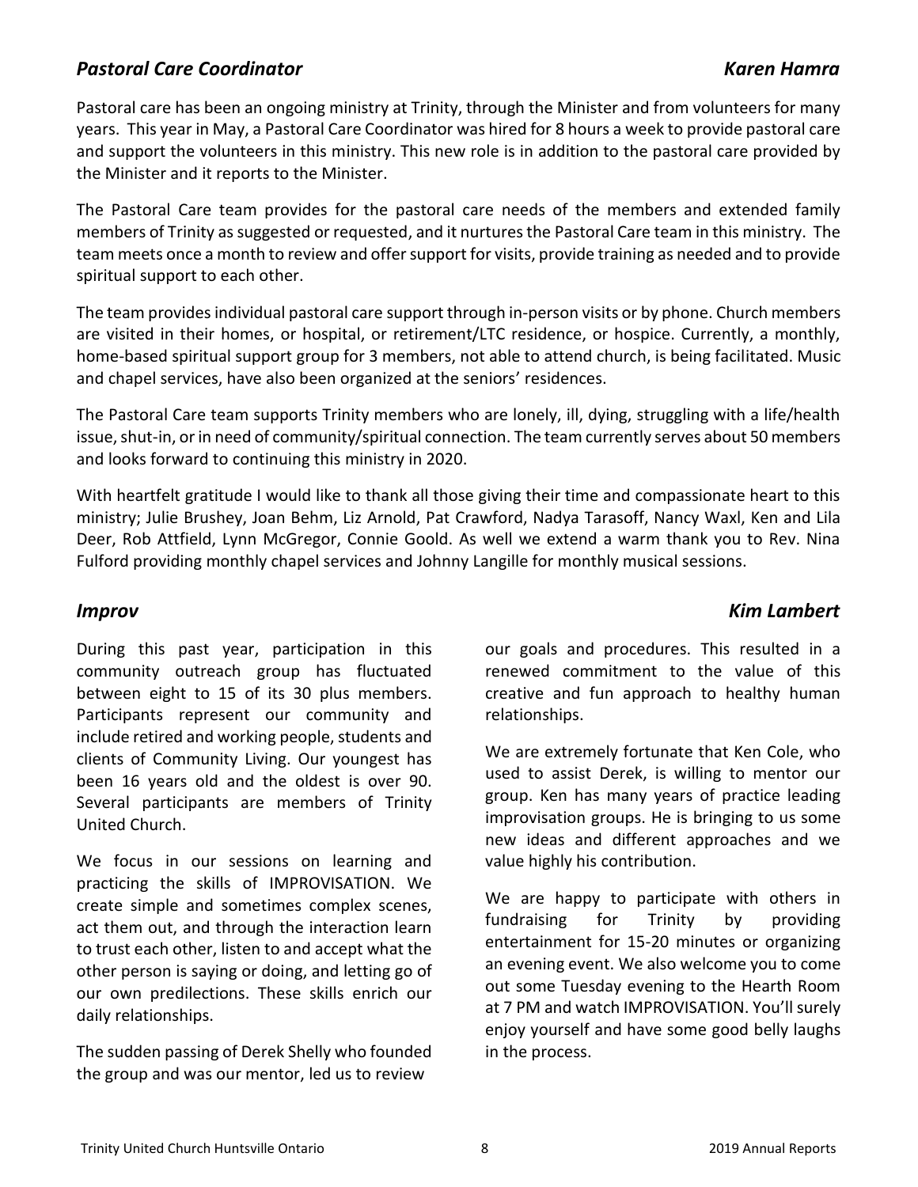## *Pastoral Care Coordinator* — *Karen Hamra*

Pastoral care has been an ongoing ministry at Trinity, through the Minister and from volunteers for many years. This year in May, a Pastoral Care Coordinator was hired for 8 hours a week to provide pastoral care and support the volunteers in this ministry. This new role is in addition to the pastoral care provided by the Minister and it reports to the Minister.

The Pastoral Care team provides for the pastoral care needs of the members and extended family members of Trinity as suggested or requested, and it nurtures the Pastoral Care team in this ministry. The team meets once a month to review and offer support for visits, provide training as needed and to provide spiritual support to each other.

The team provides individual pastoral care support through in-person visits or by phone. Church members are visited in their homes, or hospital, or retirement/LTC residence, or hospice. Currently, a monthly, home-based spiritual support group for 3 members, not able to attend church, is being facilitated. Music and chapel services, have also been organized at the seniors' residences.

The Pastoral Care team supports Trinity members who are lonely, ill, dying, struggling with a life/health issue, shut-in, or in need of community/spiritual connection. The team currently serves about 50 members and looks forward to continuing this ministry in 2020.

With heartfelt gratitude I would like to thank all those giving their time and compassionate heart to this ministry; Julie Brushey, Joan Behm, Liz Arnold, Pat Crawford, Nadya Tarasoff, Nancy Waxl, Ken and Lila Deer, Rob Attfield, Lynn McGregor, Connie Goold. As well we extend a warm thank you to Rev. Nina Fulford providing monthly chapel services and Johnny Langille for monthly musical sessions.

## *Improv* — *Kim Lambert*

During this past year, participation in this community outreach group has fluctuated between eight to 15 of its 30 plus members. Participants represent our community and include retired and working people, students and clients of Community Living. Our youngest has been 16 years old and the oldest is over 90. Several participants are members of Trinity United Church.

We focus in our sessions on learning and practicing the skills of IMPROVISATION. We create simple and sometimes complex scenes, act them out, and through the interaction learn to trust each other, listen to and accept what the other person is saying or doing, and letting go of our own predilections. These skills enrich our daily relationships.

The sudden passing of Derek Shelly who founded the group and was our mentor, led us to review our goals and procedures. This resulted in a renewed commitment to the value of this creative and fun approach to healthy human relationships.

We are extremely fortunate that Ken Cole, who used to assist Derek, is willing to mentor our group. Ken has many years of practice leading improvisation groups. He is bringing to us some new ideas and different approaches and we value highly his contribution.

We are happy to participate with others in fundraising for Trinity by providing entertainment for 15-20 minutes or organizing an evening event. We also welcome you to come out some Tuesday evening to the Hearth Room at 7 PM and watch IMPROVISATION. You'll surely enjoy yourself and have some good belly laughs in the process.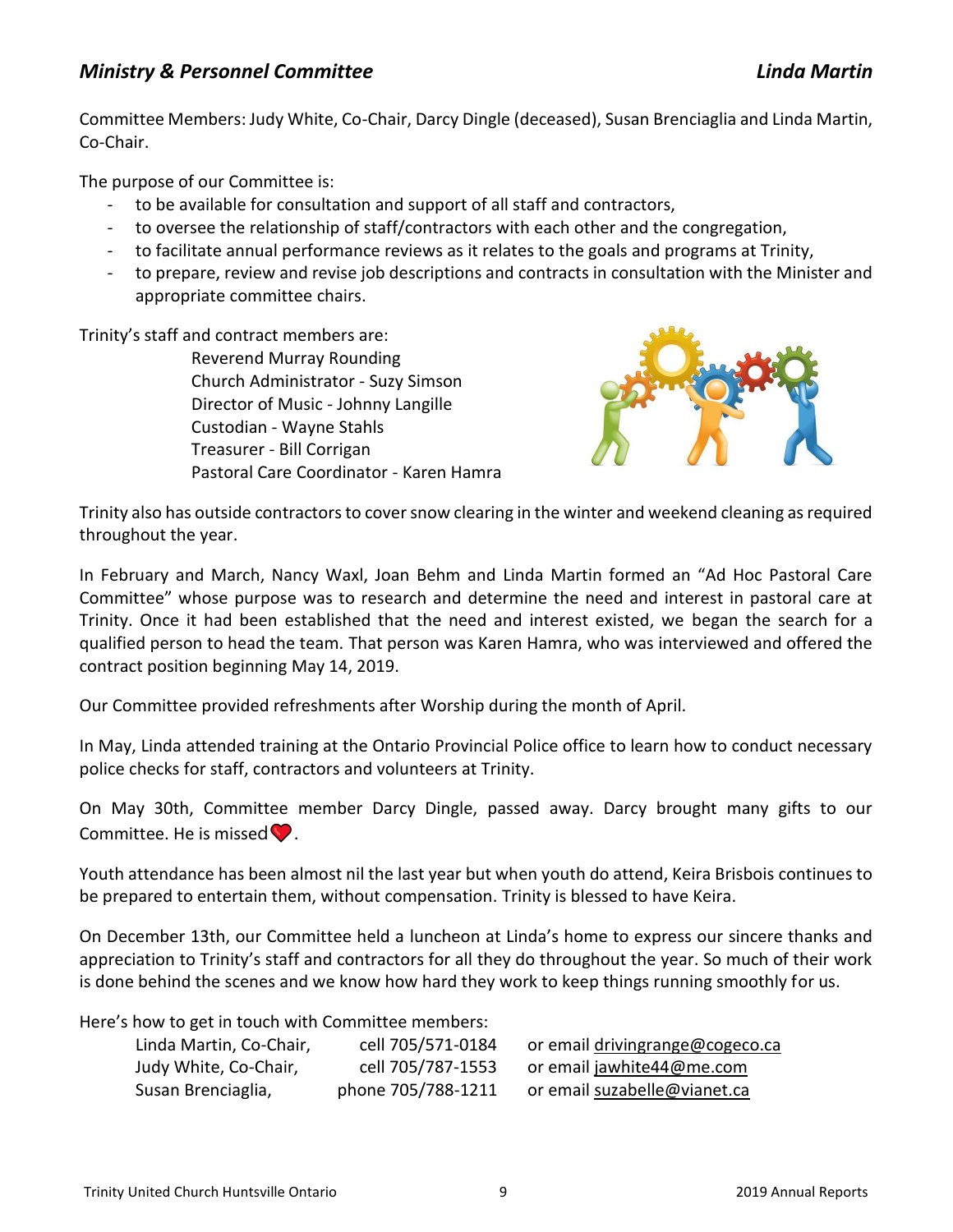## *Ministry & Personnel Committee* *Linda Martin*

Committee Members: Judy White, Co-Chair, Darcy Dingle (deceased), Susan Brenciaglia and Linda Martin, Co-Chair.

The purpose of our Committee is:

- to be available for consultation and support of all staff and contractors,
- to oversee the relationship of staff/contractors with each other and the congregation,
- to facilitate annual performance reviews as it relates to the goals and programs at Trinity,
- to prepare, review and revise job descriptions and contracts in consultation with the Minister and appropriate committee chairs.

Trinity's staff and contract members are:

Reverend Murray Rounding
Church Administrator - Suzy Simson
Director of Music - Johnny Langille
Custodian - Wayne Stahls
Treasurer - Bill Corrigan
Pastoral Care Coordinator - Karen Hamra

Trinity also has outside contractors to cover snow clearing in the winter and weekend cleaning as required throughout the year.

In February and March, Nancy Waxl, Joan Behm and Linda Martin formed an "Ad Hoc Pastoral Care Committee" whose purpose was to research and determine the need and interest in pastoral care at Trinity. Once it had been established that the need and interest existed, we began the search for a qualified person to head the team. That person was Karen Hamra, who was interviewed and offered the contract position beginning May 14, 2019.

Our Committee provided refreshments after Worship during the month of April.

In May, Linda attended training at the Ontario Provincial Police office to learn how to conduct necessary police checks for staff, contractors and volunteers at Trinity.

On May 30th, Committee member Darcy Dingle, passed away. Darcy brought many gifts to our Committee. He is missed❤️.

Youth attendance has been almost nil the last year but when youth do attend, Keira Brisbois continues to be prepared to entertain them, without compensation. Trinity is blessed to have Keira.

On December 13th, our Committee held a luncheon at Linda's home to express our sincere thanks and appreciation to Trinity's staff and contractors for all they do throughout the year. So much of their work is done behind the scenes and we know how hard they work to keep things running smoothly for us.

Here's how to get in touch with Committee members:

| | | |
|---|---|---|
| Linda Martin, Co-Chair, | cell 705/571-0184 | or email drivingrange@cogeco.ca |
| Judy White, Co-Chair, | cell 705/787-1553 | or email jawhite44@me.com |
| Susan Brenciaglia, | phone 705/788-1211 | or email suzabelle@vianet.ca |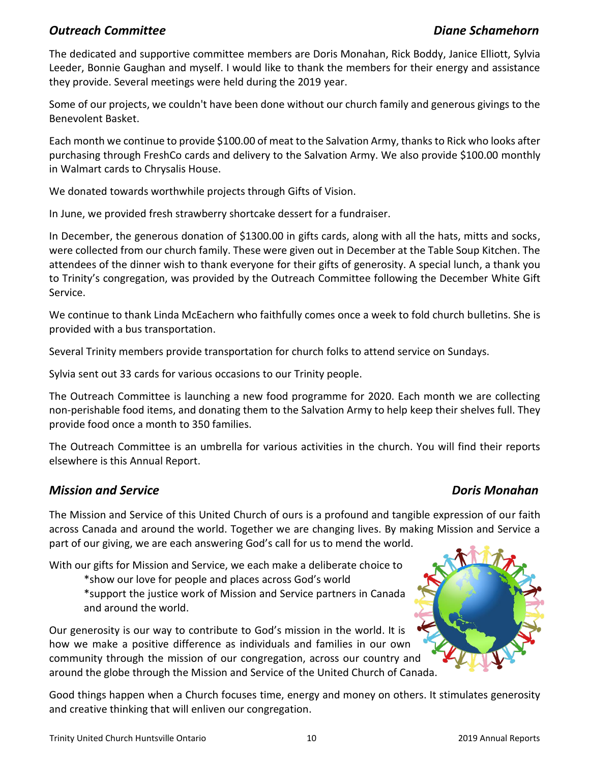## *Outreach Committee* — *Diane Schamehorn*

The dedicated and supportive committee members are Doris Monahan, Rick Boddy, Janice Elliott, Sylvia Leeder, Bonnie Gaughan and myself. I would like to thank the members for their energy and assistance they provide. Several meetings were held during the 2019 year.

Some of our projects, we couldn't have been done without our church family and generous givings to the Benevolent Basket.

Each month we continue to provide $100.00 of meat to the Salvation Army, thanks to Rick who looks after purchasing through FreshCo cards and delivery to the Salvation Army. We also provide $100.00 monthly in Walmart cards to Chrysalis House.

We donated towards worthwhile projects through Gifts of Vision.

In June, we provided fresh strawberry shortcake dessert for a fundraiser.

In December, the generous donation of $1300.00 in gifts cards, along with all the hats, mitts and socks, were collected from our church family. These were given out in December at the Table Soup Kitchen. The attendees of the dinner wish to thank everyone for their gifts of generosity. A special lunch, a thank you to Trinity's congregation, was provided by the Outreach Committee following the December White Gift Service.

We continue to thank Linda McEachern who faithfully comes once a week to fold church bulletins. She is provided with a bus transportation.

Several Trinity members provide transportation for church folks to attend service on Sundays.

Sylvia sent out 33 cards for various occasions to our Trinity people.

The Outreach Committee is launching a new food programme for 2020. Each month we are collecting non-perishable food items, and donating them to the Salvation Army to help keep their shelves full. They provide food once a month to 350 families.

The Outreach Committee is an umbrella for various activities in the church. You will find their reports elsewhere is this Annual Report.

## *Mission and Service* — *Doris Monahan*

The Mission and Service of this United Church of ours is a profound and tangible expression of our faith across Canada and around the world. Together we are changing lives. By making Mission and Service a part of our giving, we are each answering God's call for us to mend the world.

With our gifts for Mission and Service, we each make a deliberate choice to
*show our love for people and places across God's world
*support the justice work of Mission and Service partners in Canada and around the world.

Our generosity is our way to contribute to God's mission in the world. It is how we make a positive difference as individuals and families in our own community through the mission of our congregation, across our country and around the globe through the Mission and Service of the United Church of Canada.

Good things happen when a Church focuses time, energy and money on others. It stimulates generosity and creative thinking that will enliven our congregation.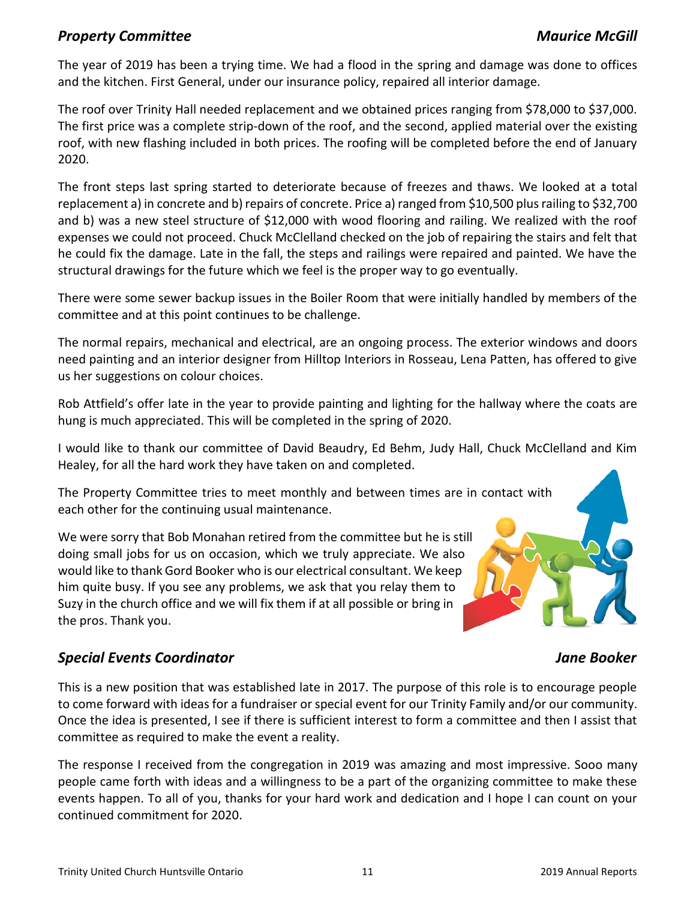## *Property Committee* — *Maurice McGill*

The year of 2019 has been a trying time. We had a flood in the spring and damage was done to offices and the kitchen. First General, under our insurance policy, repaired all interior damage.

The roof over Trinity Hall needed replacement and we obtained prices ranging from $78,000 to $37,000. The first price was a complete strip-down of the roof, and the second, applied material over the existing roof, with new flashing included in both prices. The roofing will be completed before the end of January 2020.

The front steps last spring started to deteriorate because of freezes and thaws. We looked at a total replacement a) in concrete and b) repairs of concrete. Price a) ranged from $10,500 plus railing to $32,700 and b) was a new steel structure of $12,000 with wood flooring and railing. We realized with the roof expenses we could not proceed. Chuck McClelland checked on the job of repairing the stairs and felt that he could fix the damage. Late in the fall, the steps and railings were repaired and painted. We have the structural drawings for the future which we feel is the proper way to go eventually.

There were some sewer backup issues in the Boiler Room that were initially handled by members of the committee and at this point continues to be challenge.

The normal repairs, mechanical and electrical, are an ongoing process. The exterior windows and doors need painting and an interior designer from Hilltop Interiors in Rosseau, Lena Patten, has offered to give us her suggestions on colour choices.

Rob Attfield's offer late in the year to provide painting and lighting for the hallway where the coats are hung is much appreciated. This will be completed in the spring of 2020.

I would like to thank our committee of David Beaudry, Ed Behm, Judy Hall, Chuck McClelland and Kim Healey, for all the hard work they have taken on and completed.

The Property Committee tries to meet monthly and between times are in contact with each other for the continuing usual maintenance.

We were sorry that Bob Monahan retired from the committee but he is still doing small jobs for us on occasion, which we truly appreciate. We also would like to thank Gord Booker who is our electrical consultant. We keep him quite busy. If you see any problems, we ask that you relay them to Suzy in the church office and we will fix them if at all possible or bring in the pros. Thank you.

## *Special Events Coordinator* — *Jane Booker*

This is a new position that was established late in 2017. The purpose of this role is to encourage people to come forward with ideas for a fundraiser or special event for our Trinity Family and/or our community. Once the idea is presented, I see if there is sufficient interest to form a committee and then I assist that committee as required to make the event a reality.

The response I received from the congregation in 2019 was amazing and most impressive. Sooo many people came forth with ideas and a willingness to be a part of the organizing committee to make these events happen. To all of you, thanks for your hard work and dedication and I hope I can count on your continued commitment for 2020.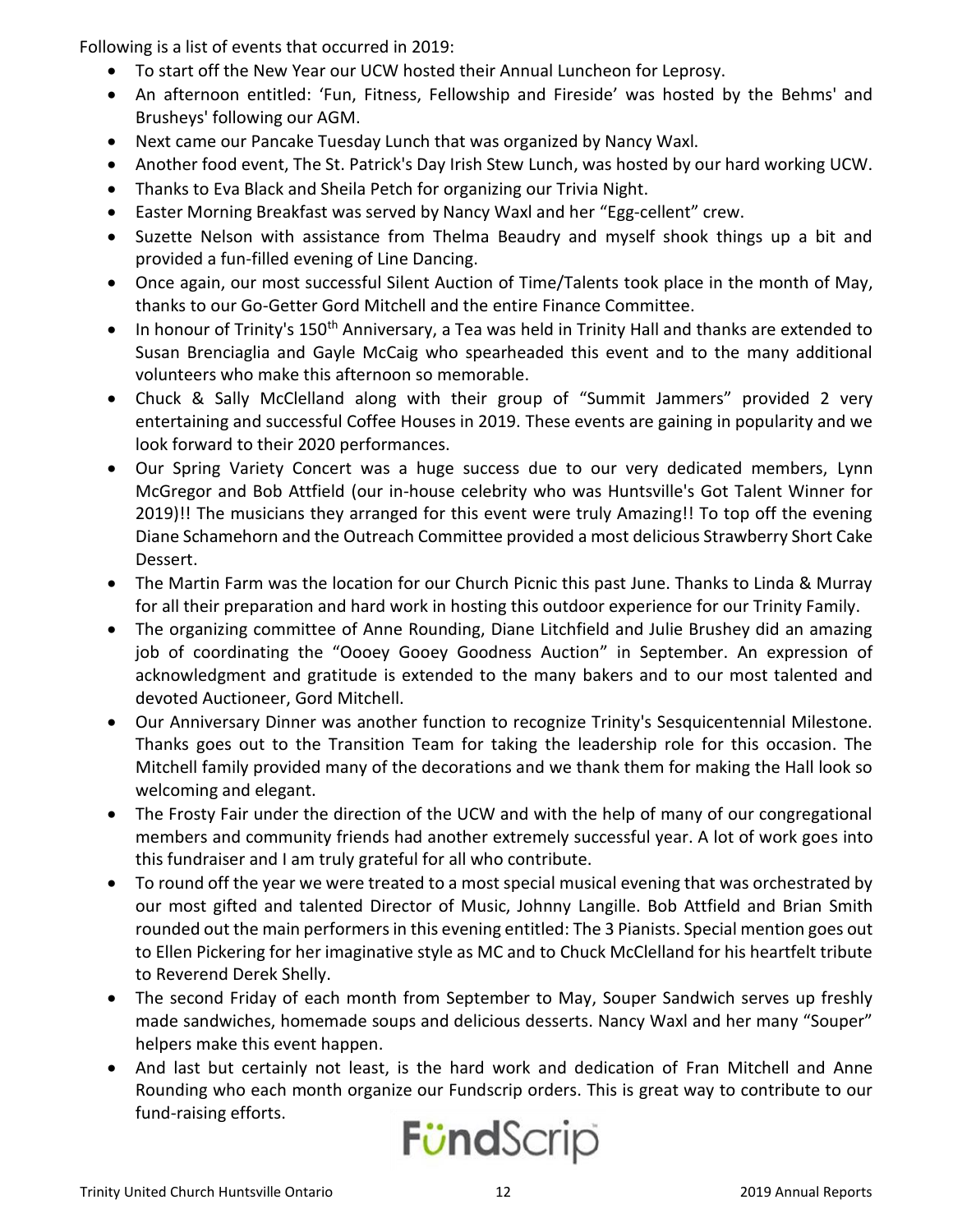Following is a list of events that occurred in 2019:

- To start off the New Year our UCW hosted their Annual Luncheon for Leprosy.
- An afternoon entitled: 'Fun, Fitness, Fellowship and Fireside' was hosted by the Behms' and Brusheys' following our AGM.
- Next came our Pancake Tuesday Lunch that was organized by Nancy Waxl.
- Another food event, The St. Patrick's Day Irish Stew Lunch, was hosted by our hard working UCW.
- Thanks to Eva Black and Sheila Petch for organizing our Trivia Night.
- Easter Morning Breakfast was served by Nancy Waxl and her "Egg-cellent" crew.
- Suzette Nelson with assistance from Thelma Beaudry and myself shook things up a bit and provided a fun-filled evening of Line Dancing.
- Once again, our most successful Silent Auction of Time/Talents took place in the month of May, thanks to our Go-Getter Gord Mitchell and the entire Finance Committee.
- In honour of Trinity's 150th Anniversary, a Tea was held in Trinity Hall and thanks are extended to Susan Brenciaglia and Gayle McCaig who spearheaded this event and to the many additional volunteers who make this afternoon so memorable.
- Chuck & Sally McClelland along with their group of "Summit Jammers" provided 2 very entertaining and successful Coffee Houses in 2019. These events are gaining in popularity and we look forward to their 2020 performances.
- Our Spring Variety Concert was a huge success due to our very dedicated members, Lynn McGregor and Bob Attfield (our in-house celebrity who was Huntsville's Got Talent Winner for 2019)!! The musicians they arranged for this event were truly Amazing!! To top off the evening Diane Schamehorn and the Outreach Committee provided a most delicious Strawberry Short Cake Dessert.
- The Martin Farm was the location for our Church Picnic this past June. Thanks to Linda & Murray for all their preparation and hard work in hosting this outdoor experience for our Trinity Family.
- The organizing committee of Anne Rounding, Diane Litchfield and Julie Brushey did an amazing job of coordinating the "Oooey Gooey Goodness Auction" in September. An expression of acknowledgment and gratitude is extended to the many bakers and to our most talented and devoted Auctioneer, Gord Mitchell.
- Our Anniversary Dinner was another function to recognize Trinity's Sesquicentennial Milestone. Thanks goes out to the Transition Team for taking the leadership role for this occasion. The Mitchell family provided many of the decorations and we thank them for making the Hall look so welcoming and elegant.
- The Frosty Fair under the direction of the UCW and with the help of many of our congregational members and community friends had another extremely successful year. A lot of work goes into this fundraiser and I am truly grateful for all who contribute.
- To round off the year we were treated to a most special musical evening that was orchestrated by our most gifted and talented Director of Music, Johnny Langille. Bob Attfield and Brian Smith rounded out the main performers in this evening entitled: The 3 Pianists. Special mention goes out to Ellen Pickering for her imaginative style as MC and to Chuck McClelland for his heartfelt tribute to Reverend Derek Shelly.
- The second Friday of each month from September to May, Souper Sandwich serves up freshly made sandwiches, homemade soups and delicious desserts. Nancy Waxl and her many "Souper" helpers make this event happen.
- And last but certainly not least, is the hard work and dedication of Fran Mitchell and Anne Rounding who each month organize our Fundscrip orders. This is great way to contribute to our fund-raising efforts.

FundScrip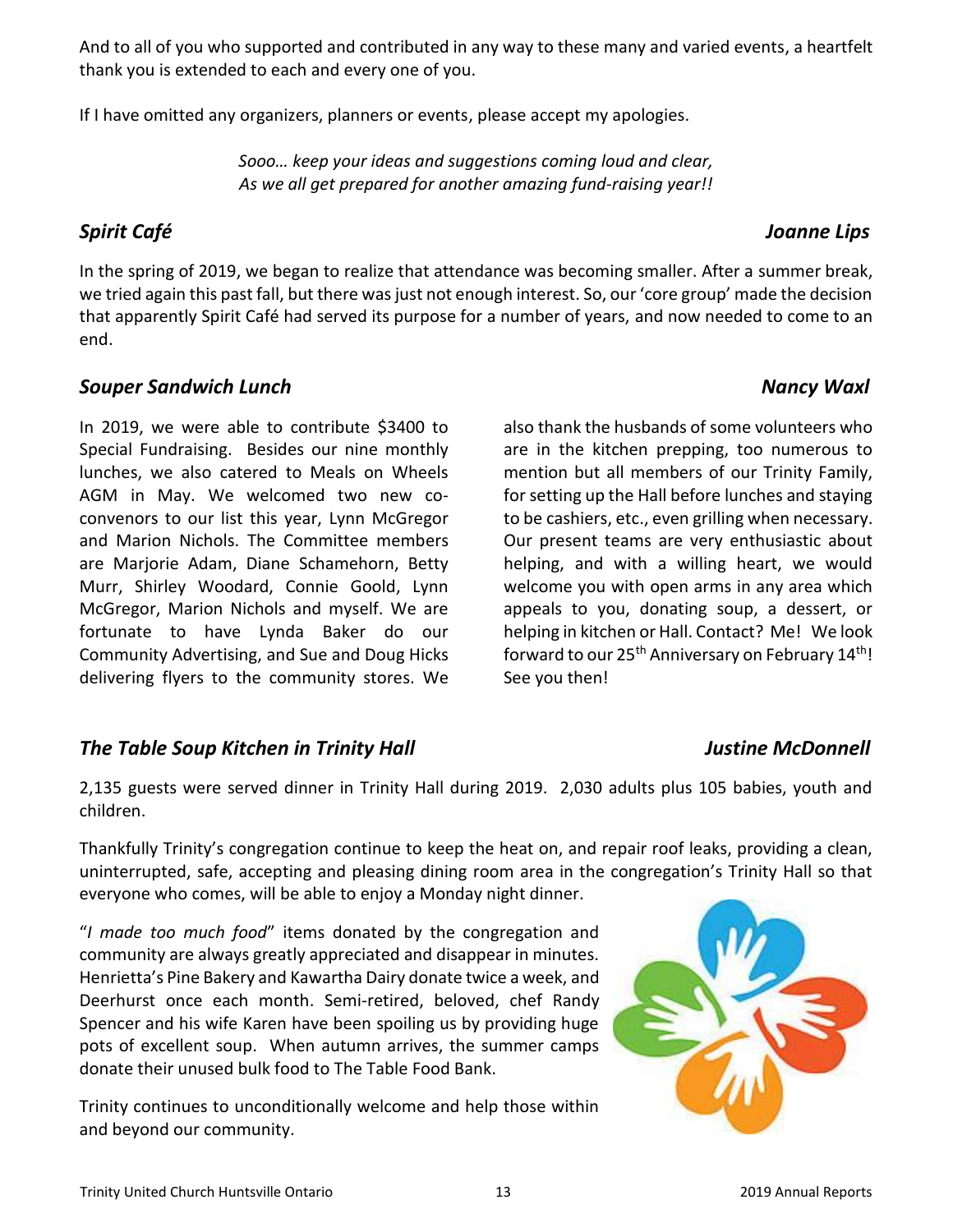And to all of you who supported and contributed in any way to these many and varied events, a heartfelt thank you is extended to each and every one of you.

If I have omitted any organizers, planners or events, please accept my apologies.

*Sooo… keep your ideas and suggestions coming loud and clear,*
*As we all get prepared for another amazing fund-raising year!!*

### *Spirit Café* — *Joanne Lips*

In the spring of 2019, we began to realize that attendance was becoming smaller. After a summer break, we tried again this past fall, but there was just not enough interest. So, our 'core group' made the decision that apparently Spirit Café had served its purpose for a number of years, and now needed to come to an end.

### *Souper Sandwich Lunch* — *Nancy Waxl*

In 2019, we were able to contribute $3400 to Special Fundraising. Besides our nine monthly lunches, we also catered to Meals on Wheels AGM in May. We welcomed two new co-convenors to our list this year, Lynn McGregor and Marion Nichols. The Committee members are Marjorie Adam, Diane Schamehorn, Betty Murr, Shirley Woodard, Connie Goold, Lynn McGregor, Marion Nichols and myself. We are fortunate to have Lynda Baker do our Community Advertising, and Sue and Doug Hicks delivering flyers to the community stores. We also thank the husbands of some volunteers who are in the kitchen prepping, too numerous to mention but all members of our Trinity Family, for setting up the Hall before lunches and staying to be cashiers, etc., even grilling when necessary. Our present teams are very enthusiastic about helping, and with a willing heart, we would welcome you with open arms in any area which appeals to you, donating soup, a dessert, or helping in kitchen or Hall. Contact? Me! We look forward to our 25th Anniversary on February 14th! See you then!

### *The Table Soup Kitchen in Trinity Hall* — *Justine McDonnell*

2,135 guests were served dinner in Trinity Hall during 2019. 2,030 adults plus 105 babies, youth and children.

Thankfully Trinity's congregation continue to keep the heat on, and repair roof leaks, providing a clean, uninterrupted, safe, accepting and pleasing dining room area in the congregation's Trinity Hall so that everyone who comes, will be able to enjoy a Monday night dinner.

"*I made too much food*" items donated by the congregation and community are always greatly appreciated and disappear in minutes. Henrietta's Pine Bakery and Kawartha Dairy donate twice a week, and Deerhurst once each month. Semi-retired, beloved, chef Randy Spencer and his wife Karen have been spoiling us by providing huge pots of excellent soup. When autumn arrives, the summer camps donate their unused bulk food to The Table Food Bank.

Trinity continues to unconditionally welcome and help those within and beyond our community.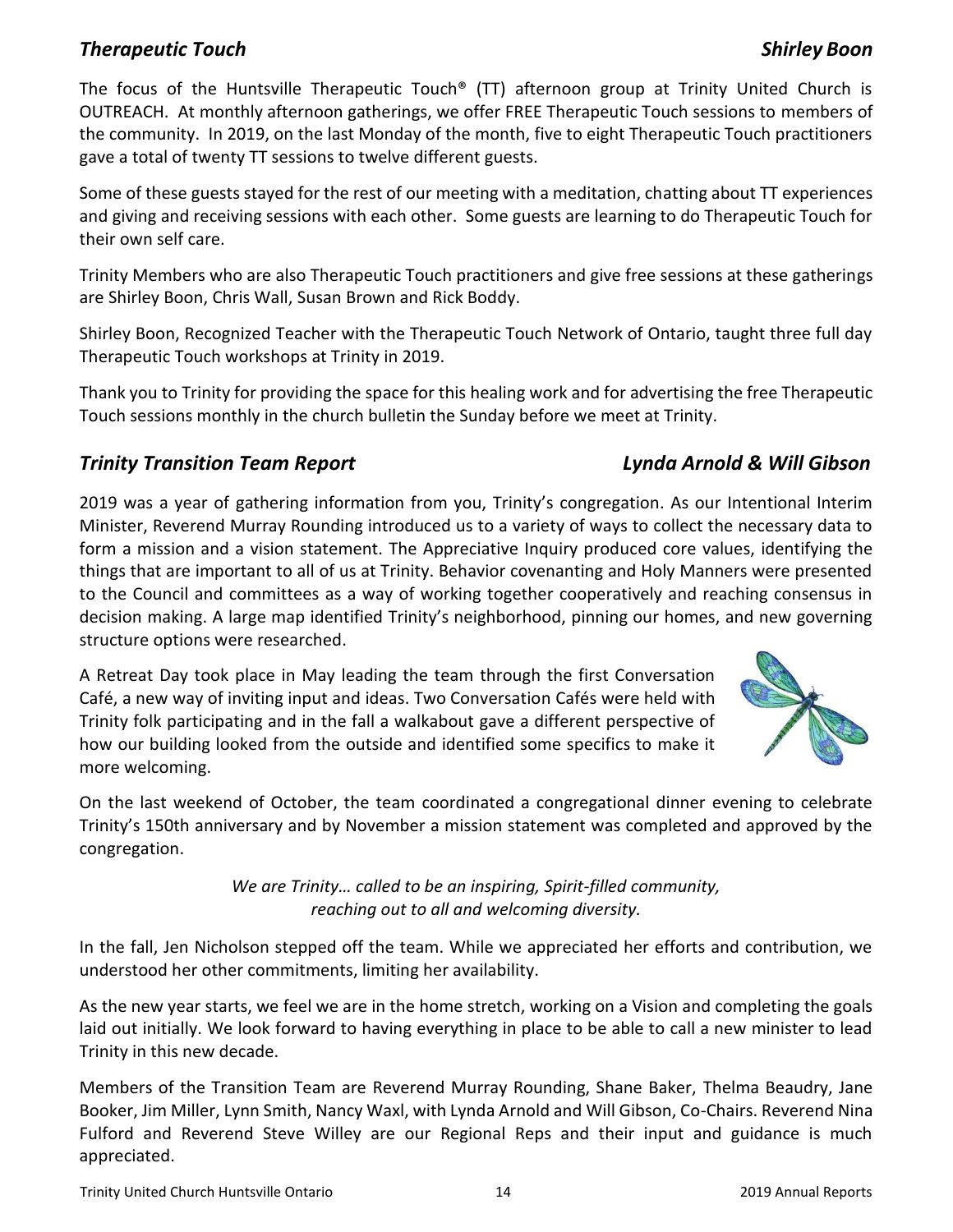## *Therapeutic Touch* — *Shirley Boon*

The focus of the Huntsville Therapeutic Touch® (TT) afternoon group at Trinity United Church is OUTREACH. At monthly afternoon gatherings, we offer FREE Therapeutic Touch sessions to members of the community. In 2019, on the last Monday of the month, five to eight Therapeutic Touch practitioners gave a total of twenty TT sessions to twelve different guests.

Some of these guests stayed for the rest of our meeting with a meditation, chatting about TT experiences and giving and receiving sessions with each other. Some guests are learning to do Therapeutic Touch for their own self care.

Trinity Members who are also Therapeutic Touch practitioners and give free sessions at these gatherings are Shirley Boon, Chris Wall, Susan Brown and Rick Boddy.

Shirley Boon, Recognized Teacher with the Therapeutic Touch Network of Ontario, taught three full day Therapeutic Touch workshops at Trinity in 2019.

Thank you to Trinity for providing the space for this healing work and for advertising the free Therapeutic Touch sessions monthly in the church bulletin the Sunday before we meet at Trinity.

## *Trinity Transition Team Report* — *Lynda Arnold & Will Gibson*

2019 was a year of gathering information from you, Trinity's congregation. As our Intentional Interim Minister, Reverend Murray Rounding introduced us to a variety of ways to collect the necessary data to form a mission and a vision statement. The Appreciative Inquiry produced core values, identifying the things that are important to all of us at Trinity. Behavior covenanting and Holy Manners were presented to the Council and committees as a way of working together cooperatively and reaching consensus in decision making. A large map identified Trinity's neighborhood, pinning our homes, and new governing structure options were researched.

A Retreat Day took place in May leading the team through the first Conversation Café, a new way of inviting input and ideas. Two Conversation Cafés were held with Trinity folk participating and in the fall a walkabout gave a different perspective of how our building looked from the outside and identified some specifics to make it more welcoming.

On the last weekend of October, the team coordinated a congregational dinner evening to celebrate Trinity's 150th anniversary and by November a mission statement was completed and approved by the congregation.

*We are Trinity… called to be an inspiring, Spirit-filled community,*
*reaching out to all and welcoming diversity.*

In the fall, Jen Nicholson stepped off the team. While we appreciated her efforts and contribution, we understood her other commitments, limiting her availability.

As the new year starts, we feel we are in the home stretch, working on a Vision and completing the goals laid out initially. We look forward to having everything in place to be able to call a new minister to lead Trinity in this new decade.

Members of the Transition Team are Reverend Murray Rounding, Shane Baker, Thelma Beaudry, Jane Booker, Jim Miller, Lynn Smith, Nancy Waxl, with Lynda Arnold and Will Gibson, Co-Chairs. Reverend Nina Fulford and Reverend Steve Willey are our Regional Reps and their input and guidance is much appreciated.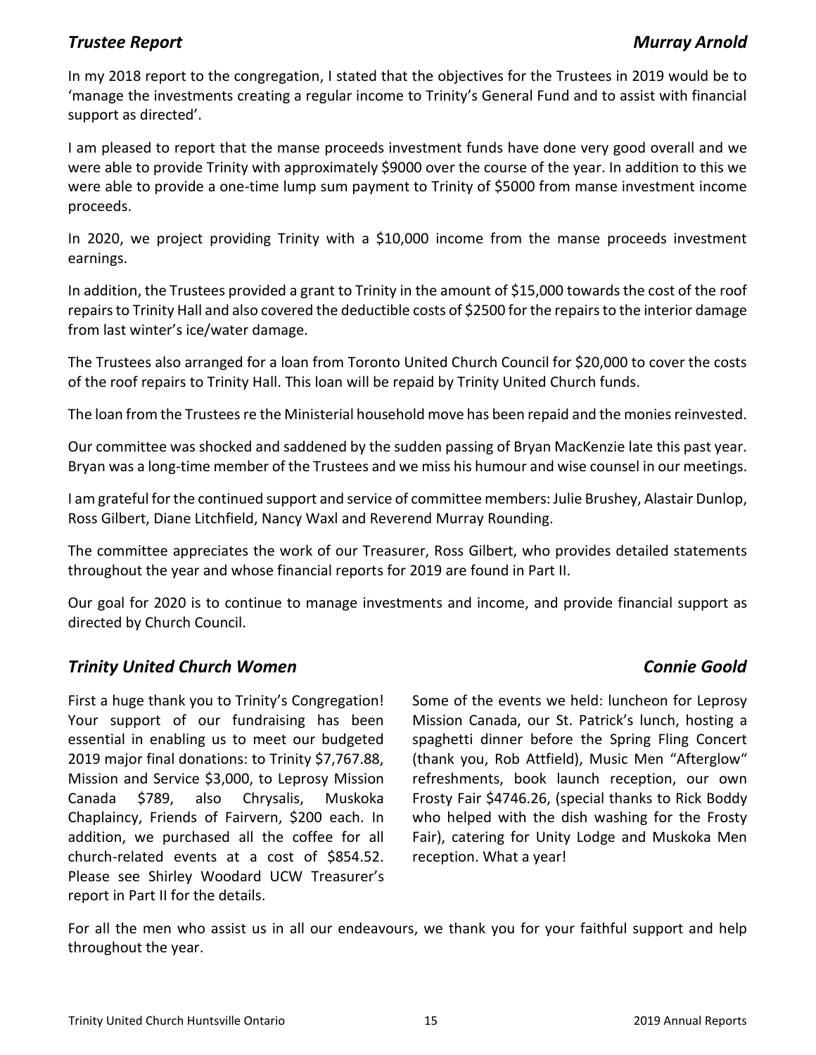## *Trustee Report* — *Murray Arnold*

In my 2018 report to the congregation, I stated that the objectives for the Trustees in 2019 would be to 'manage the investments creating a regular income to Trinity's General Fund and to assist with financial support as directed'.

I am pleased to report that the manse proceeds investment funds have done very good overall and we were able to provide Trinity with approximately $9000 over the course of the year. In addition to this we were able to provide a one-time lump sum payment to Trinity of $5000 from manse investment income proceeds.

In 2020, we project providing Trinity with a $10,000 income from the manse proceeds investment earnings.

In addition, the Trustees provided a grant to Trinity in the amount of $15,000 towards the cost of the roof repairs to Trinity Hall and also covered the deductible costs of $2500 for the repairs to the interior damage from last winter's ice/water damage.

The Trustees also arranged for a loan from Toronto United Church Council for $20,000 to cover the costs of the roof repairs to Trinity Hall. This loan will be repaid by Trinity United Church funds.

The loan from the Trustees re the Ministerial household move has been repaid and the monies reinvested.

Our committee was shocked and saddened by the sudden passing of Bryan MacKenzie late this past year. Bryan was a long-time member of the Trustees and we miss his humour and wise counsel in our meetings.

I am grateful for the continued support and service of committee members: Julie Brushey, Alastair Dunlop, Ross Gilbert, Diane Litchfield, Nancy Waxl and Reverend Murray Rounding.

The committee appreciates the work of our Treasurer, Ross Gilbert, who provides detailed statements throughout the year and whose financial reports for 2019 are found in Part II.

Our goal for 2020 is to continue to manage investments and income, and provide financial support as directed by Church Council.

## *Trinity United Church Women* — *Connie Goold*

First a huge thank you to Trinity's Congregation! Your support of our fundraising has been essential in enabling us to meet our budgeted 2019 major final donations: to Trinity $7,767.88, Mission and Service $3,000, to Leprosy Mission Canada $789, also Chrysalis, Muskoka Chaplaincy, Friends of Fairvern, $200 each. In addition, we purchased all the coffee for all church-related events at a cost of $854.52. Please see Shirley Woodard UCW Treasurer's report in Part II for the details.

Some of the events we held: luncheon for Leprosy Mission Canada, our St. Patrick's lunch, hosting a spaghetti dinner before the Spring Fling Concert (thank you, Rob Attfield), Music Men "Afterglow" refreshments, book launch reception, our own Frosty Fair $4746.26, (special thanks to Rick Boddy who helped with the dish washing for the Frosty Fair), catering for Unity Lodge and Muskoka Men reception. What a year!

For all the men who assist us in all our endeavours, we thank you for your faithful support and help throughout the year.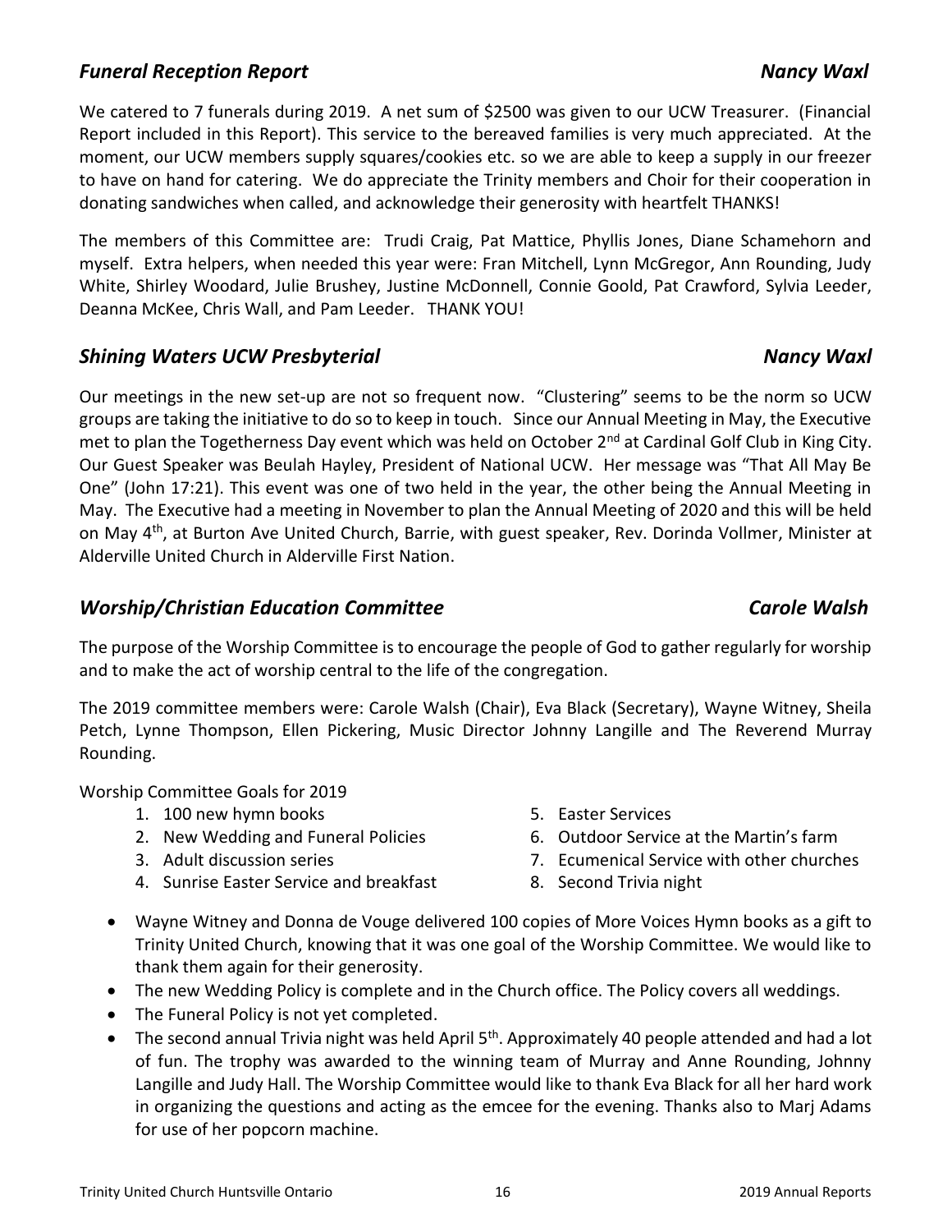## *Funeral Reception Report* — *Nancy Waxl*

We catered to 7 funerals during 2019. A net sum of $2500 was given to our UCW Treasurer. (Financial Report included in this Report). This service to the bereaved families is very much appreciated. At the moment, our UCW members supply squares/cookies etc. so we are able to keep a supply in our freezer to have on hand for catering. We do appreciate the Trinity members and Choir for their cooperation in donating sandwiches when called, and acknowledge their generosity with heartfelt THANKS!

The members of this Committee are: Trudi Craig, Pat Mattice, Phyllis Jones, Diane Schamehorn and myself. Extra helpers, when needed this year were: Fran Mitchell, Lynn McGregor, Ann Rounding, Judy White, Shirley Woodard, Julie Brushey, Justine McDonnell, Connie Goold, Pat Crawford, Sylvia Leeder, Deanna McKee, Chris Wall, and Pam Leeder. THANK YOU!

## *Shining Waters UCW Presbyterial* — *Nancy Waxl*

Our meetings in the new set-up are not so frequent now. "Clustering" seems to be the norm so UCW groups are taking the initiative to do so to keep in touch. Since our Annual Meeting in May, the Executive met to plan the Togetherness Day event which was held on October 2nd at Cardinal Golf Club in King City. Our Guest Speaker was Beulah Hayley, President of National UCW. Her message was "That All May Be One" (John 17:21). This event was one of two held in the year, the other being the Annual Meeting in May. The Executive had a meeting in November to plan the Annual Meeting of 2020 and this will be held on May 4th, at Burton Ave United Church, Barrie, with guest speaker, Rev. Dorinda Vollmer, Minister at Alderville United Church in Alderville First Nation.

## *Worship/Christian Education Committee* — *Carole Walsh*

The purpose of the Worship Committee is to encourage the people of God to gather regularly for worship and to make the act of worship central to the life of the congregation.

The 2019 committee members were: Carole Walsh (Chair), Eva Black (Secretary), Wayne Witney, Sheila Petch, Lynne Thompson, Ellen Pickering, Music Director Johnny Langille and The Reverend Murray Rounding.

Worship Committee Goals for 2019

1. 100 new hymn books
2. New Wedding and Funeral Policies
3. Adult discussion series
4. Sunrise Easter Service and breakfast
5. Easter Services
6. Outdoor Service at the Martin's farm
7. Ecumenical Service with other churches
8. Second Trivia night

- Wayne Witney and Donna de Vouge delivered 100 copies of More Voices Hymn books as a gift to Trinity United Church, knowing that it was one goal of the Worship Committee. We would like to thank them again for their generosity.
- The new Wedding Policy is complete and in the Church office. The Policy covers all weddings.
- The Funeral Policy is not yet completed.
- The second annual Trivia night was held April 5th. Approximately 40 people attended and had a lot of fun. The trophy was awarded to the winning team of Murray and Anne Rounding, Johnny Langille and Judy Hall. The Worship Committee would like to thank Eva Black for all her hard work in organizing the questions and acting as the emcee for the evening. Thanks also to Marj Adams for use of her popcorn machine.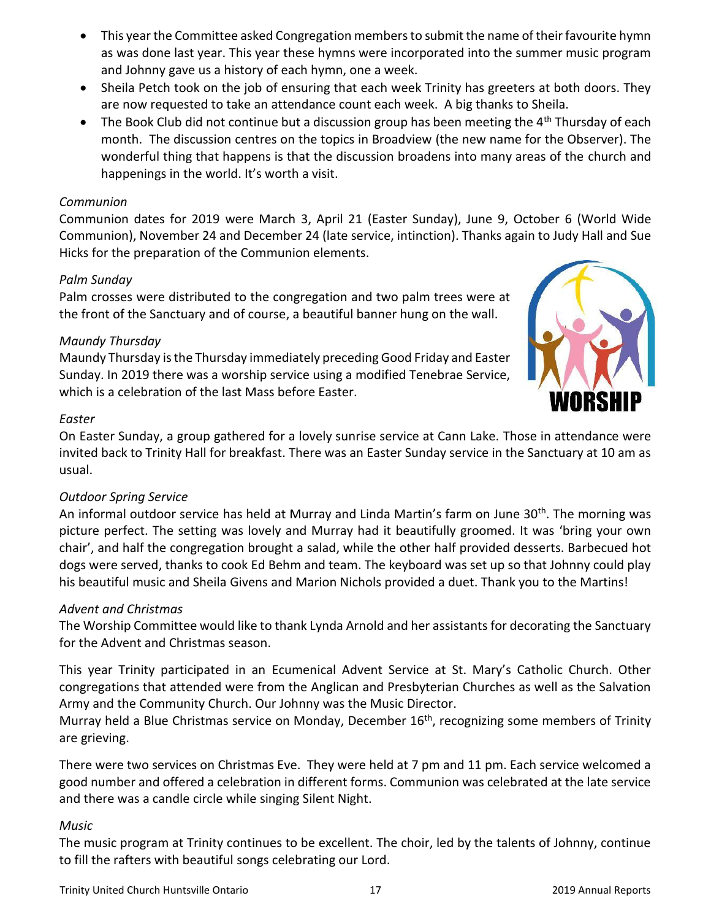- This year the Committee asked Congregation members to submit the name of their favourite hymn as was done last year. This year these hymns were incorporated into the summer music program and Johnny gave us a history of each hymn, one a week.
- Sheila Petch took on the job of ensuring that each week Trinity has greeters at both doors. They are now requested to take an attendance count each week. A big thanks to Sheila.
- The Book Club did not continue but a discussion group has been meeting the 4th Thursday of each month. The discussion centres on the topics in Broadview (the new name for the Observer). The wonderful thing that happens is that the discussion broadens into many areas of the church and happenings in the world. It's worth a visit.

*Communion*

Communion dates for 2019 were March 3, April 21 (Easter Sunday), June 9, October 6 (World Wide Communion), November 24 and December 24 (late service, intinction). Thanks again to Judy Hall and Sue Hicks for the preparation of the Communion elements.

*Palm Sunday*

Palm crosses were distributed to the congregation and two palm trees were at the front of the Sanctuary and of course, a beautiful banner hung on the wall.

*Maundy Thursday*

Maundy Thursday is the Thursday immediately preceding Good Friday and Easter Sunday. In 2019 there was a worship service using a modified Tenebrae Service, which is a celebration of the last Mass before Easter.

*Easter*

On Easter Sunday, a group gathered for a lovely sunrise service at Cann Lake. Those in attendance were invited back to Trinity Hall for breakfast. There was an Easter Sunday service in the Sanctuary at 10 am as usual.

*Outdoor Spring Service*

An informal outdoor service has held at Murray and Linda Martin's farm on June 30th. The morning was picture perfect. The setting was lovely and Murray had it beautifully groomed. It was 'bring your own chair', and half the congregation brought a salad, while the other half provided desserts. Barbecued hot dogs were served, thanks to cook Ed Behm and team. The keyboard was set up so that Johnny could play his beautiful music and Sheila Givens and Marion Nichols provided a duet. Thank you to the Martins!

*Advent and Christmas*

The Worship Committee would like to thank Lynda Arnold and her assistants for decorating the Sanctuary for the Advent and Christmas season.

This year Trinity participated in an Ecumenical Advent Service at St. Mary's Catholic Church. Other congregations that attended were from the Anglican and Presbyterian Churches as well as the Salvation Army and the Community Church. Our Johnny was the Music Director.
Murray held a Blue Christmas service on Monday, December 16th, recognizing some members of Trinity are grieving.

There were two services on Christmas Eve. They were held at 7 pm and 11 pm. Each service welcomed a good number and offered a celebration in different forms. Communion was celebrated at the late service and there was a candle circle while singing Silent Night.

*Music*

The music program at Trinity continues to be excellent. The choir, led by the talents of Johnny, continue to fill the rafters with beautiful songs celebrating our Lord.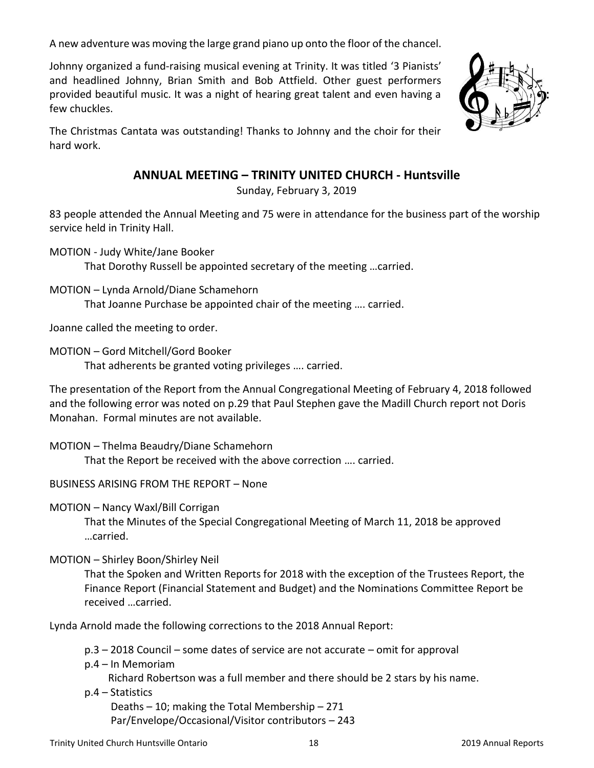A new adventure was moving the large grand piano up onto the floor of the chancel.

Johnny organized a fund-raising musical evening at Trinity. It was titled '3 Pianists' and headlined Johnny, Brian Smith and Bob Attfield. Other guest performers provided beautiful music. It was a night of hearing great talent and even having a few chuckles.

The Christmas Cantata was outstanding! Thanks to Johnny and the choir for their hard work.

## ANNUAL MEETING – TRINITY UNITED CHURCH - Huntsville

Sunday, February 3, 2019

83 people attended the Annual Meeting and 75 were in attendance for the business part of the worship service held in Trinity Hall.

MOTION - Judy White/Jane Booker

That Dorothy Russell be appointed secretary of the meeting …carried.

MOTION – Lynda Arnold/Diane Schamehorn

That Joanne Purchase be appointed chair of the meeting …. carried.

Joanne called the meeting to order.

MOTION – Gord Mitchell/Gord Booker

That adherents be granted voting privileges …. carried.

The presentation of the Report from the Annual Congregational Meeting of February 4, 2018 followed and the following error was noted on p.29 that Paul Stephen gave the Madill Church report not Doris Monahan. Formal minutes are not available.

MOTION – Thelma Beaudry/Diane Schamehorn

That the Report be received with the above correction …. carried.

BUSINESS ARISING FROM THE REPORT – None

MOTION – Nancy Waxl/Bill Corrigan

That the Minutes of the Special Congregational Meeting of March 11, 2018 be approved …carried.

MOTION – Shirley Boon/Shirley Neil

That the Spoken and Written Reports for 2018 with the exception of the Trustees Report, the Finance Report (Financial Statement and Budget) and the Nominations Committee Report be received …carried.

Lynda Arnold made the following corrections to the 2018 Annual Report:

- p.3 – 2018 Council – some dates of service are not accurate – omit for approval
- p.4 – In Memoriam
  Richard Robertson was a full member and there should be 2 stars by his name.
- p.4 – Statistics
  Deaths – 10; making the Total Membership – 271
  Par/Envelope/Occasional/Visitor contributors – 243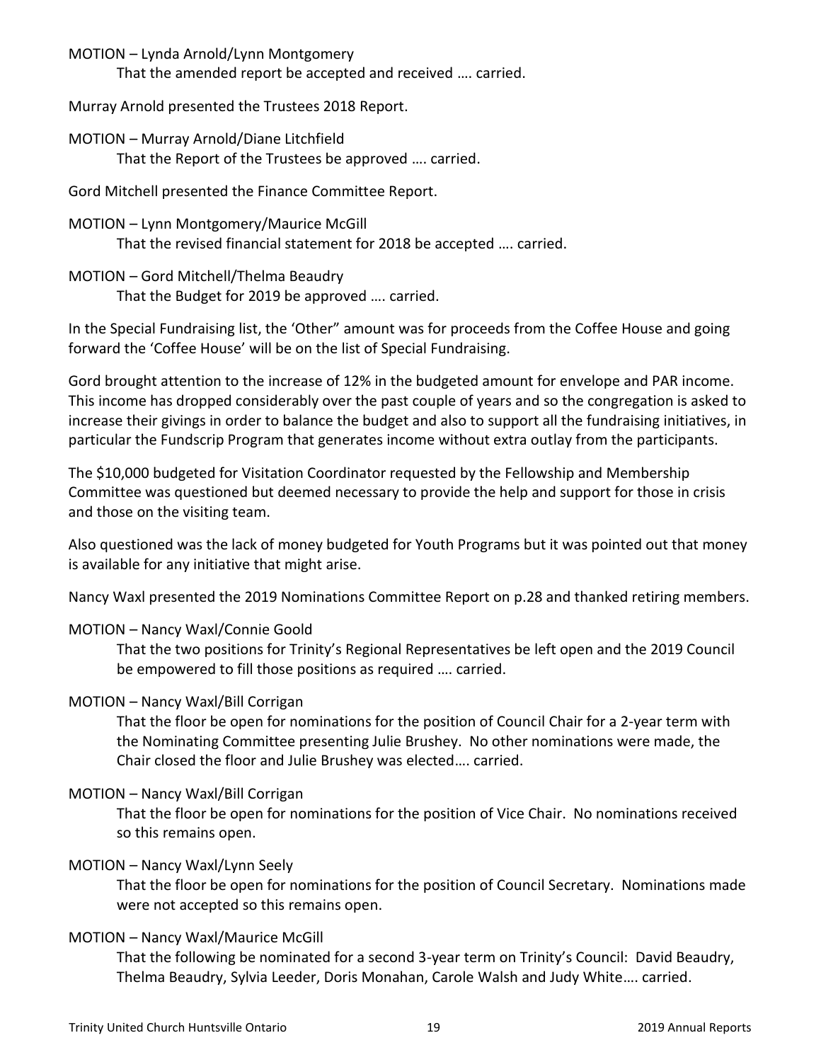MOTION – Lynda Arnold/Lynn Montgomery

That the amended report be accepted and received …. carried.

Murray Arnold presented the Trustees 2018 Report.

MOTION – Murray Arnold/Diane Litchfield

That the Report of the Trustees be approved …. carried.

Gord Mitchell presented the Finance Committee Report.

MOTION – Lynn Montgomery/Maurice McGill

That the revised financial statement for 2018 be accepted …. carried.

MOTION – Gord Mitchell/Thelma Beaudry

That the Budget for 2019 be approved …. carried.

In the Special Fundraising list, the 'Other" amount was for proceeds from the Coffee House and going forward the 'Coffee House' will be on the list of Special Fundraising.

Gord brought attention to the increase of 12% in the budgeted amount for envelope and PAR income. This income has dropped considerably over the past couple of years and so the congregation is asked to increase their givings in order to balance the budget and also to support all the fundraising initiatives, in particular the Fundscrip Program that generates income without extra outlay from the participants.

The $10,000 budgeted for Visitation Coordinator requested by the Fellowship and Membership Committee was questioned but deemed necessary to provide the help and support for those in crisis and those on the visiting team.

Also questioned was the lack of money budgeted for Youth Programs but it was pointed out that money is available for any initiative that might arise.

Nancy Waxl presented the 2019 Nominations Committee Report on p.28 and thanked retiring members.

MOTION – Nancy Waxl/Connie Goold

That the two positions for Trinity's Regional Representatives be left open and the 2019 Council be empowered to fill those positions as required …. carried.

MOTION – Nancy Waxl/Bill Corrigan

That the floor be open for nominations for the position of Council Chair for a 2-year term with the Nominating Committee presenting Julie Brushey. No other nominations were made, the Chair closed the floor and Julie Brushey was elected…. carried.

MOTION – Nancy Waxl/Bill Corrigan

That the floor be open for nominations for the position of Vice Chair. No nominations received so this remains open.

MOTION – Nancy Waxl/Lynn Seely

That the floor be open for nominations for the position of Council Secretary. Nominations made were not accepted so this remains open.

MOTION – Nancy Waxl/Maurice McGill

That the following be nominated for a second 3-year term on Trinity's Council: David Beaudry, Thelma Beaudry, Sylvia Leeder, Doris Monahan, Carole Walsh and Judy White…. carried.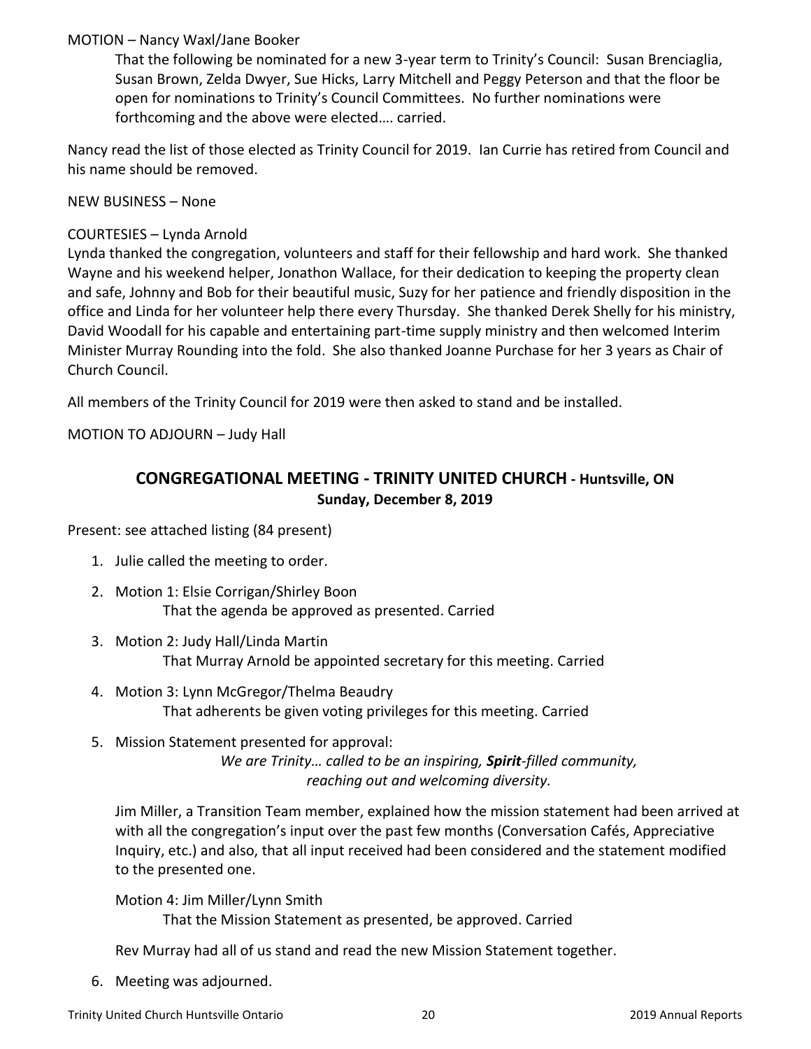MOTION – Nancy Waxl/Jane Booker

That the following be nominated for a new 3-year term to Trinity's Council: Susan Brenciaglia, Susan Brown, Zelda Dwyer, Sue Hicks, Larry Mitchell and Peggy Peterson and that the floor be open for nominations to Trinity's Council Committees. No further nominations were forthcoming and the above were elected…. carried.

Nancy read the list of those elected as Trinity Council for 2019. Ian Currie has retired from Council and his name should be removed.

NEW BUSINESS – None

COURTESIES – Lynda Arnold

Lynda thanked the congregation, volunteers and staff for their fellowship and hard work. She thanked Wayne and his weekend helper, Jonathon Wallace, for their dedication to keeping the property clean and safe, Johnny and Bob for their beautiful music, Suzy for her patience and friendly disposition in the office and Linda for her volunteer help there every Thursday. She thanked Derek Shelly for his ministry, David Woodall for his capable and entertaining part-time supply ministry and then welcomed Interim Minister Murray Rounding into the fold. She also thanked Joanne Purchase for her 3 years as Chair of Church Council.

All members of the Trinity Council for 2019 were then asked to stand and be installed.

MOTION TO ADJOURN – Judy Hall

## CONGREGATIONAL MEETING - TRINITY UNITED CHURCH - Huntsville, ON

**Sunday, December 8, 2019**

Present: see attached listing (84 present)

1. Julie called the meeting to order.
2. Motion 1: Elsie Corrigan/Shirley Boon
   That the agenda be approved as presented. Carried
3. Motion 2: Judy Hall/Linda Martin
   That Murray Arnold be appointed secretary for this meeting. Carried
4. Motion 3: Lynn McGregor/Thelma Beaudry
   That adherents be given voting privileges for this meeting. Carried
5. Mission Statement presented for approval:

   *We are Trinity… called to be an inspiring, **Spirit**-filled community, reaching out and welcoming diversity.*

   Jim Miller, a Transition Team member, explained how the mission statement had been arrived at with all the congregation's input over the past few months (Conversation Cafés, Appreciative Inquiry, etc.) and also, that all input received had been considered and the statement modified to the presented one.

   Motion 4: Jim Miller/Lynn Smith
   That the Mission Statement as presented, be approved. Carried

   Rev Murray had all of us stand and read the new Mission Statement together.
6. Meeting was adjourned.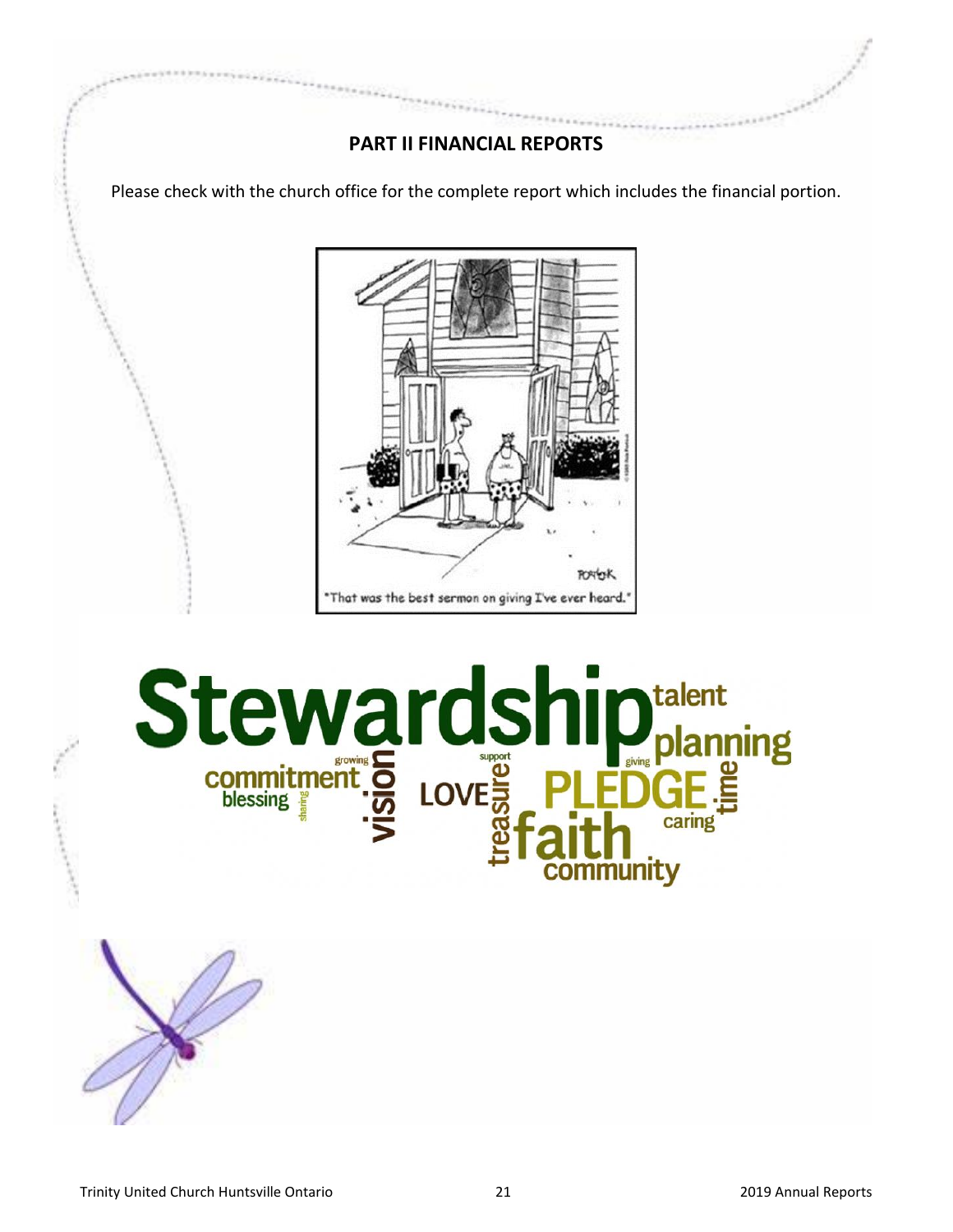## PART II FINANCIAL REPORTS

Please check with the church office for the complete report which includes the financial portion.